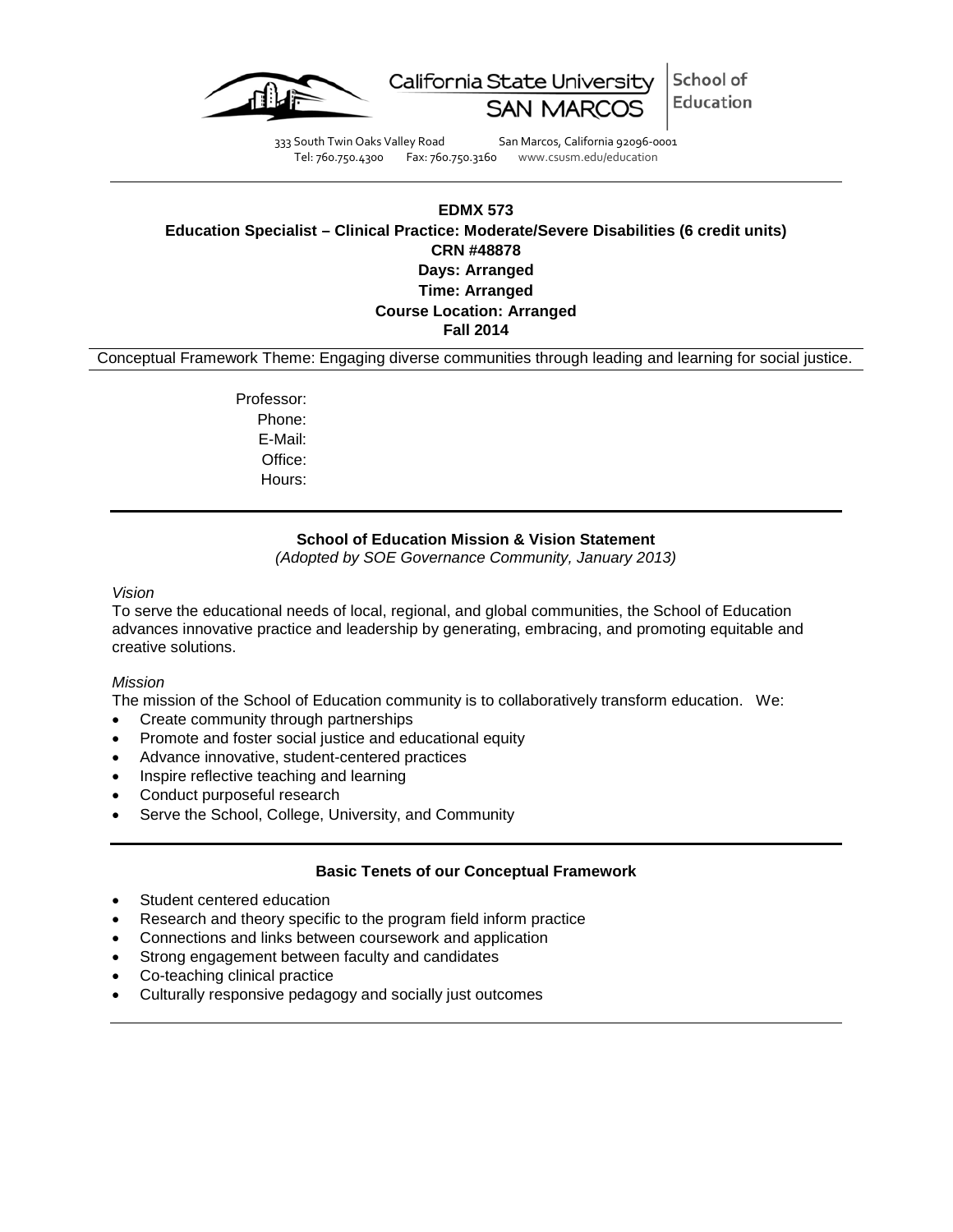California State University SAN MARCOS | School of Education

333 South Twin Oaks Valley Road San Marcos, California 92096-0001
Tel: 760.750.4300 Fax: 760.750.3160 www.csusm.edu/education

**EDMX 573**
**Education Specialist – Clinical Practice: Moderate/Severe Disabilities (6 credit units)**
**CRN #48878**
**Days: Arranged**
**Time: Arranged**
**Course Location: Arranged**
**Fall 2014**

Conceptual Framework Theme: Engaging diverse communities through leading and learning for social justice.

Professor:
Phone:
E-Mail:
Office:
Hours:

## School of Education Mission & Vision Statement

*(Adopted by SOE Governance Community, January 2013)*

*Vision*

To serve the educational needs of local, regional, and global communities, the School of Education advances innovative practice and leadership by generating, embracing, and promoting equitable and creative solutions.

*Mission*

The mission of the School of Education community is to collaboratively transform education. We:

- Create community through partnerships
- Promote and foster social justice and educational equity
- Advance innovative, student-centered practices
- Inspire reflective teaching and learning
- Conduct purposeful research
- Serve the School, College, University, and Community

## Basic Tenets of our Conceptual Framework

- Student centered education
- Research and theory specific to the program field inform practice
- Connections and links between coursework and application
- Strong engagement between faculty and candidates
- Co-teaching clinical practice
- Culturally responsive pedagogy and socially just outcomes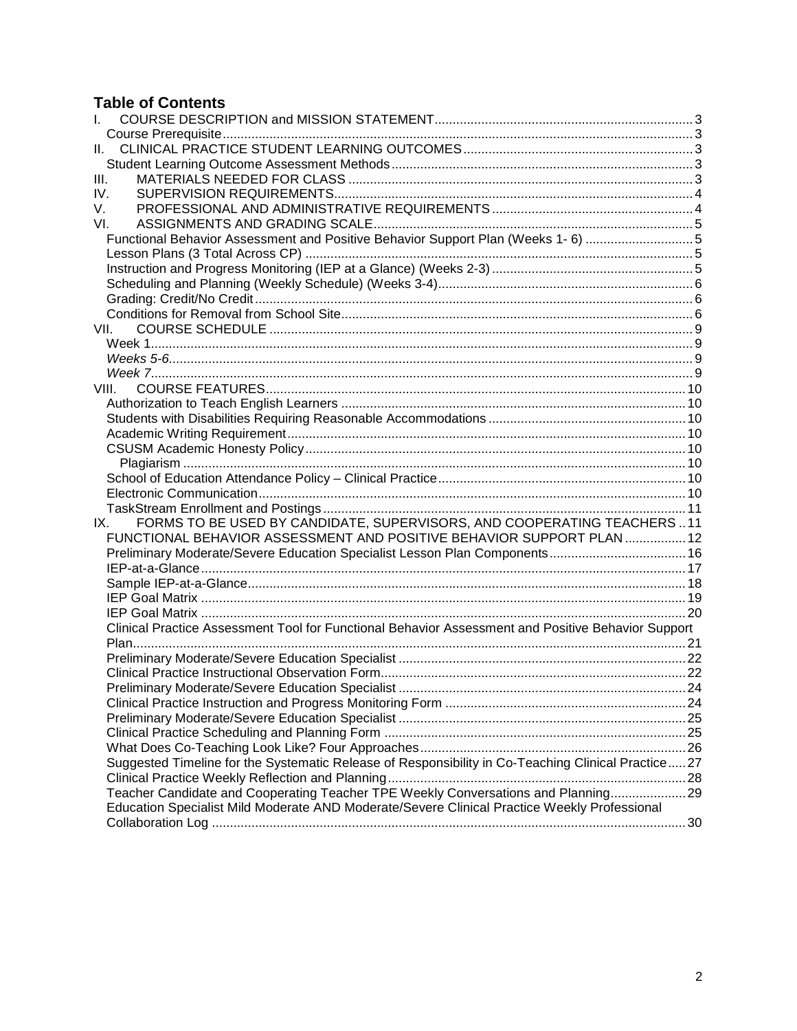## Table of Contents

I. COURSE DESCRIPTION and MISSION STATEMENT ..... 3
- Course Prerequisite ..... 3

II. CLINICAL PRACTICE STUDENT LEARNING OUTCOMES ..... 3
- Student Learning Outcome Assessment Methods ..... 3

III. MATERIALS NEEDED FOR CLASS ..... 3

IV. SUPERVISION REQUIREMENTS ..... 4

V. PROFESSIONAL AND ADMINISTRATIVE REQUIREMENTS ..... 4

VI. ASSIGNMENTS AND GRADING SCALE ..... 5
- Functional Behavior Assessment and Positive Behavior Support Plan (Weeks 1- 6) ..... 5
- Lesson Plans (3 Total Across CP) ..... 5
- Instruction and Progress Monitoring (IEP at a Glance) (Weeks 2-3) ..... 5
- Scheduling and Planning (Weekly Schedule) (Weeks 3-4) ..... 6
- Grading: Credit/No Credit ..... 6
- Conditions for Removal from School Site ..... 6

VII. COURSE SCHEDULE ..... 9
- Week 1 ..... 9
- *Weeks 5-6* ..... 9
- *Week 7* ..... 9

VIII. COURSE FEATURES ..... 10
- Authorization to Teach English Learners ..... 10
- Students with Disabilities Requiring Reasonable Accommodations ..... 10
- Academic Writing Requirement ..... 10
- CSUSM Academic Honesty Policy ..... 10
  - Plagiarism ..... 10
- School of Education Attendance Policy – Clinical Practice ..... 10
- Electronic Communication ..... 10
- TaskStream Enrollment and Postings ..... 11

IX. FORMS TO BE USED BY CANDIDATE, SUPERVISORS, AND COOPERATING TEACHERS ..... 11
- FUNCTIONAL BEHAVIOR ASSESSMENT AND POSITIVE BEHAVIOR SUPPORT PLAN ..... 12
- Preliminary Moderate/Severe Education Specialist Lesson Plan Components ..... 16
- IEP-at-a-Glance ..... 17
- Sample IEP-at-a-Glance ..... 18
- IEP Goal Matrix ..... 19
- IEP Goal Matrix ..... 20
- Clinical Practice Assessment Tool for Functional Behavior Assessment and Positive Behavior Support Plan ..... 21
- Preliminary Moderate/Severe Education Specialist ..... 22
- Clinical Practice Instructional Observation Form ..... 22
- Preliminary Moderate/Severe Education Specialist ..... 24
- Clinical Practice Instruction and Progress Monitoring Form ..... 24
- Preliminary Moderate/Severe Education Specialist ..... 25
- Clinical Practice Scheduling and Planning Form ..... 25
- What Does Co-Teaching Look Like? Four Approaches ..... 26
- Suggested Timeline for the Systematic Release of Responsibility in Co-Teaching Clinical Practice ..... 27
- Clinical Practice Weekly Reflection and Planning ..... 28
- Teacher Candidate and Cooperating Teacher TPE Weekly Conversations and Planning ..... 29
- Education Specialist Mild Moderate AND Moderate/Severe Clinical Practice Weekly Professional Collaboration Log ..... 30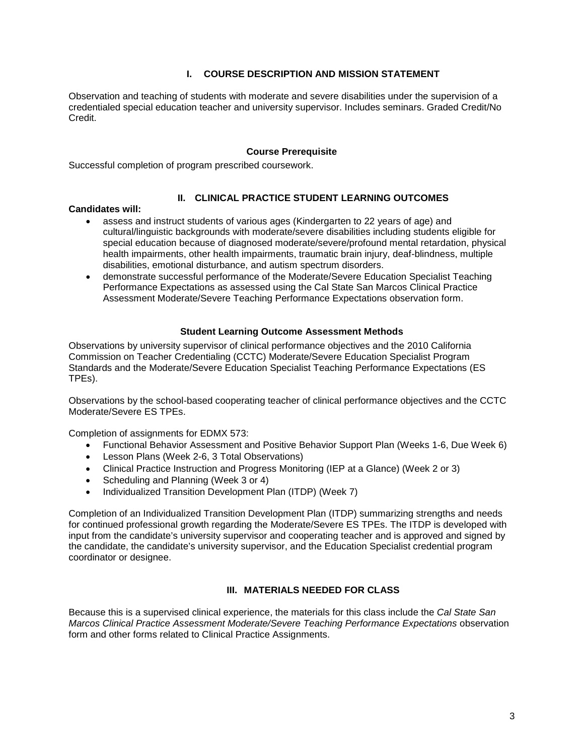## I. COURSE DESCRIPTION AND MISSION STATEMENT

Observation and teaching of students with moderate and severe disabilities under the supervision of a credentialed special education teacher and university supervisor. Includes seminars. Graded Credit/No Credit.

### Course Prerequisite

Successful completion of program prescribed coursework.

## II. CLINICAL PRACTICE STUDENT LEARNING OUTCOMES

**Candidates will:**

- assess and instruct students of various ages (Kindergarten to 22 years of age) and cultural/linguistic backgrounds with moderate/severe disabilities including students eligible for special education because of diagnosed moderate/severe/profound mental retardation, physical health impairments, other health impairments, traumatic brain injury, deaf-blindness, multiple disabilities, emotional disturbance, and autism spectrum disorders.
- demonstrate successful performance of the Moderate/Severe Education Specialist Teaching Performance Expectations as assessed using the Cal State San Marcos Clinical Practice Assessment Moderate/Severe Teaching Performance Expectations observation form.

### Student Learning Outcome Assessment Methods

Observations by university supervisor of clinical performance objectives and the 2010 California Commission on Teacher Credentialing (CCTC) Moderate/Severe Education Specialist Program Standards and the Moderate/Severe Education Specialist Teaching Performance Expectations (ES TPEs).

Observations by the school-based cooperating teacher of clinical performance objectives and the CCTC Moderate/Severe ES TPEs.

Completion of assignments for EDMX 573:

- Functional Behavior Assessment and Positive Behavior Support Plan (Weeks 1-6, Due Week 6)
- Lesson Plans (Week 2-6, 3 Total Observations)
- Clinical Practice Instruction and Progress Monitoring (IEP at a Glance) (Week 2 or 3)
- Scheduling and Planning (Week 3 or 4)
- Individualized Transition Development Plan (ITDP) (Week 7)

Completion of an Individualized Transition Development Plan (ITDP) summarizing strengths and needs for continued professional growth regarding the Moderate/Severe ES TPEs. The ITDP is developed with input from the candidate's university supervisor and cooperating teacher and is approved and signed by the candidate, the candidate's university supervisor, and the Education Specialist credential program coordinator or designee.

## III. MATERIALS NEEDED FOR CLASS

Because this is a supervised clinical experience, the materials for this class include the *Cal State San Marcos Clinical Practice Assessment Moderate/Severe Teaching Performance Expectations* observation form and other forms related to Clinical Practice Assignments.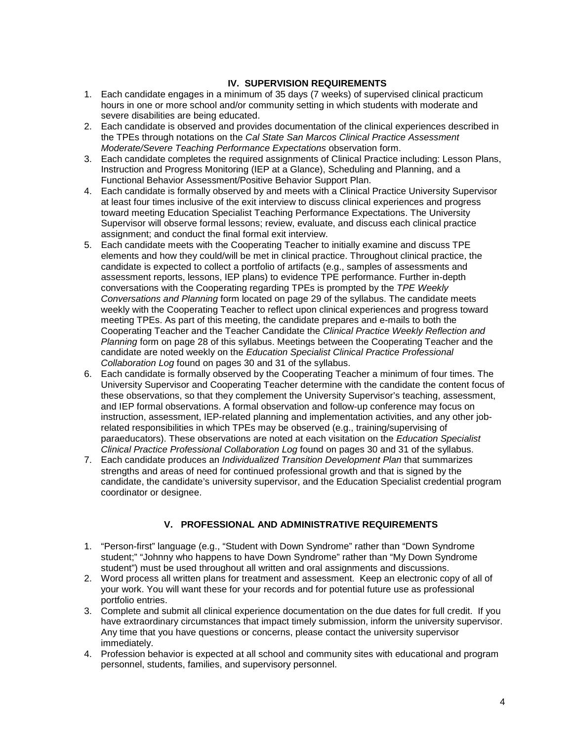## IV. SUPERVISION REQUIREMENTS

1. Each candidate engages in a minimum of 35 days (7 weeks) of supervised clinical practicum hours in one or more school and/or community setting in which students with moderate and severe disabilities are being educated.
2. Each candidate is observed and provides documentation of the clinical experiences described in the TPEs through notations on the *Cal State San Marcos Clinical Practice Assessment Moderate/Severe Teaching Performance Expectations* observation form.
3. Each candidate completes the required assignments of Clinical Practice including: Lesson Plans, Instruction and Progress Monitoring (IEP at a Glance), Scheduling and Planning, and a Functional Behavior Assessment/Positive Behavior Support Plan.
4. Each candidate is formally observed by and meets with a Clinical Practice University Supervisor at least four times inclusive of the exit interview to discuss clinical experiences and progress toward meeting Education Specialist Teaching Performance Expectations. The University Supervisor will observe formal lessons; review, evaluate, and discuss each clinical practice assignment; and conduct the final formal exit interview.
5. Each candidate meets with the Cooperating Teacher to initially examine and discuss TPE elements and how they could/will be met in clinical practice. Throughout clinical practice, the candidate is expected to collect a portfolio of artifacts (e.g., samples of assessments and assessment reports, lessons, IEP plans) to evidence TPE performance. Further in-depth conversations with the Cooperating regarding TPEs is prompted by the *TPE Weekly Conversations and Planning* form located on page 29 of the syllabus. The candidate meets weekly with the Cooperating Teacher to reflect upon clinical experiences and progress toward meeting TPEs. As part of this meeting, the candidate prepares and e-mails to both the Cooperating Teacher and the Teacher Candidate the *Clinical Practice Weekly Reflection and Planning* form on page 28 of this syllabus. Meetings between the Cooperating Teacher and the candidate are noted weekly on the *Education Specialist Clinical Practice Professional Collaboration Log* found on pages 30 and 31 of the syllabus.
6. Each candidate is formally observed by the Cooperating Teacher a minimum of four times. The University Supervisor and Cooperating Teacher determine with the candidate the content focus of these observations, so that they complement the University Supervisor's teaching, assessment, and IEP formal observations. A formal observation and follow-up conference may focus on instruction, assessment, IEP-related planning and implementation activities, and any other job-related responsibilities in which TPEs may be observed (e.g., training/supervising of paraeducators). These observations are noted at each visitation on the *Education Specialist Clinical Practice Professional Collaboration Log* found on pages 30 and 31 of the syllabus.
7. Each candidate produces an *Individualized Transition Development Plan* that summarizes strengths and areas of need for continued professional growth and that is signed by the candidate, the candidate's university supervisor, and the Education Specialist credential program coordinator or designee.

## V. PROFESSIONAL AND ADMINISTRATIVE REQUIREMENTS

1. "Person-first" language (e.g., "Student with Down Syndrome" rather than "Down Syndrome student;" "Johnny who happens to have Down Syndrome" rather than "My Down Syndrome student") must be used throughout all written and oral assignments and discussions.
2. Word process all written plans for treatment and assessment. Keep an electronic copy of all of your work. You will want these for your records and for potential future use as professional portfolio entries.
3. Complete and submit all clinical experience documentation on the due dates for full credit. If you have extraordinary circumstances that impact timely submission, inform the university supervisor. Any time that you have questions or concerns, please contact the university supervisor immediately.
4. Profession behavior is expected at all school and community sites with educational and program personnel, students, families, and supervisory personnel.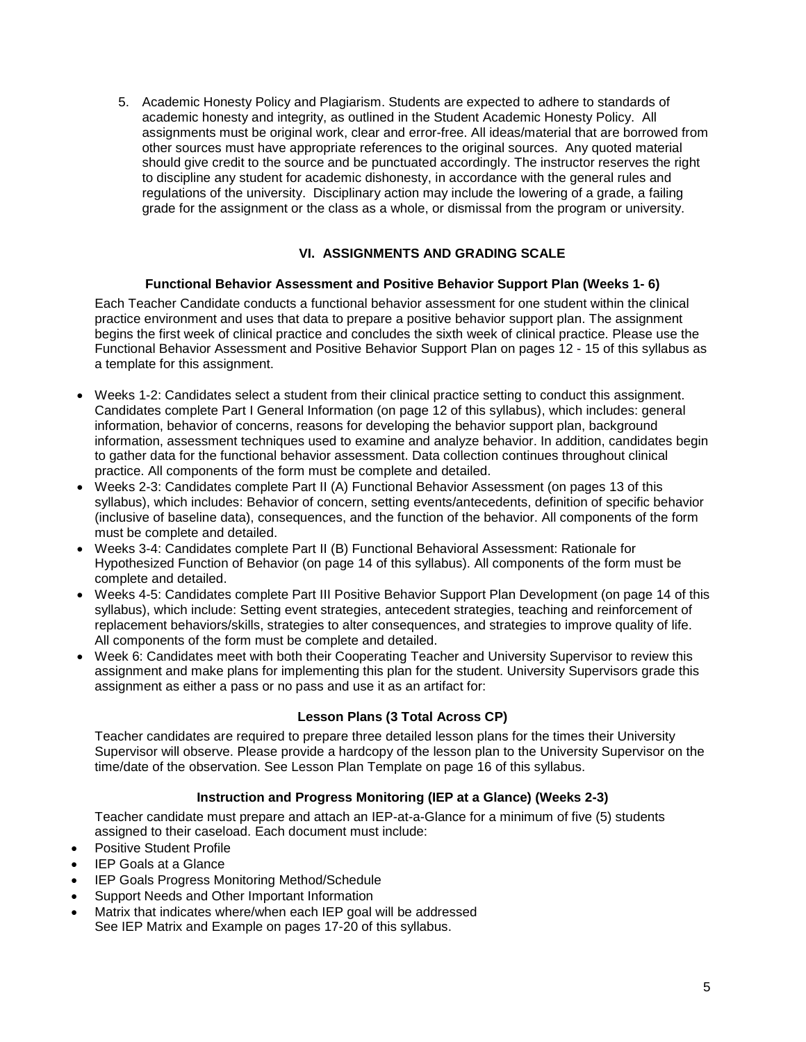5. Academic Honesty Policy and Plagiarism. Students are expected to adhere to standards of academic honesty and integrity, as outlined in the Student Academic Honesty Policy. All assignments must be original work, clear and error-free. All ideas/material that are borrowed from other sources must have appropriate references to the original sources. Any quoted material should give credit to the source and be punctuated accordingly. The instructor reserves the right to discipline any student for academic dishonesty, in accordance with the general rules and regulations of the university. Disciplinary action may include the lowering of a grade, a failing grade for the assignment or the class as a whole, or dismissal from the program or university.

## VI. ASSIGNMENTS AND GRADING SCALE

### Functional Behavior Assessment and Positive Behavior Support Plan (Weeks 1- 6)

Each Teacher Candidate conducts a functional behavior assessment for one student within the clinical practice environment and uses that data to prepare a positive behavior support plan. The assignment begins the first week of clinical practice and concludes the sixth week of clinical practice. Please use the Functional Behavior Assessment and Positive Behavior Support Plan on pages 12 - 15 of this syllabus as a template for this assignment.

- Weeks 1-2: Candidates select a student from their clinical practice setting to conduct this assignment. Candidates complete Part I General Information (on page 12 of this syllabus), which includes: general information, behavior of concerns, reasons for developing the behavior support plan, background information, assessment techniques used to examine and analyze behavior. In addition, candidates begin to gather data for the functional behavior assessment. Data collection continues throughout clinical practice. All components of the form must be complete and detailed.
- Weeks 2-3: Candidates complete Part II (A) Functional Behavior Assessment (on pages 13 of this syllabus), which includes: Behavior of concern, setting events/antecedents, definition of specific behavior (inclusive of baseline data), consequences, and the function of the behavior. All components of the form must be complete and detailed.
- Weeks 3-4: Candidates complete Part II (B) Functional Behavioral Assessment: Rationale for Hypothesized Function of Behavior (on page 14 of this syllabus). All components of the form must be complete and detailed.
- Weeks 4-5: Candidates complete Part III Positive Behavior Support Plan Development (on page 14 of this syllabus), which include: Setting event strategies, antecedent strategies, teaching and reinforcement of replacement behaviors/skills, strategies to alter consequences, and strategies to improve quality of life. All components of the form must be complete and detailed.
- Week 6: Candidates meet with both their Cooperating Teacher and University Supervisor to review this assignment and make plans for implementing this plan for the student. University Supervisors grade this assignment as either a pass or no pass and use it as an artifact for:

### Lesson Plans (3 Total Across CP)

Teacher candidates are required to prepare three detailed lesson plans for the times their University Supervisor will observe. Please provide a hardcopy of the lesson plan to the University Supervisor on the time/date of the observation. See Lesson Plan Template on page 16 of this syllabus.

### Instruction and Progress Monitoring (IEP at a Glance) (Weeks 2-3)

Teacher candidate must prepare and attach an IEP-at-a-Glance for a minimum of five (5) students assigned to their caseload. Each document must include:

- Positive Student Profile
- IEP Goals at a Glance
- IEP Goals Progress Monitoring Method/Schedule
- Support Needs and Other Important Information
- Matrix that indicates where/when each IEP goal will be addressed
  See IEP Matrix and Example on pages 17-20 of this syllabus.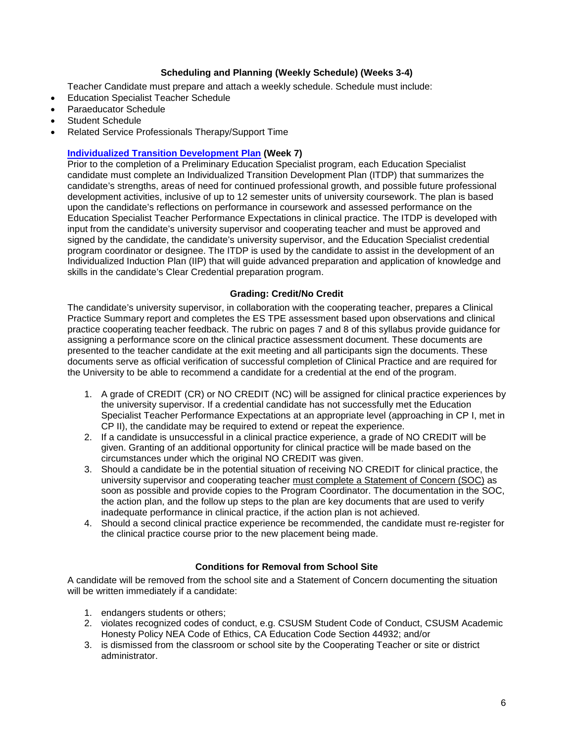### Scheduling and Planning (Weekly Schedule) (Weeks 3-4)

Teacher Candidate must prepare and attach a weekly schedule. Schedule must include:

- Education Specialist Teacher Schedule
- Paraeducator Schedule
- Student Schedule
- Related Service Professionals Therapy/Support Time

**Individualized Transition Development Plan (Week 7)**

Prior to the completion of a Preliminary Education Specialist program, each Education Specialist candidate must complete an Individualized Transition Development Plan (ITDP) that summarizes the candidate's strengths, areas of need for continued professional growth, and possible future professional development activities, inclusive of up to 12 semester units of university coursework. The plan is based upon the candidate's reflections on performance in coursework and assessed performance on the Education Specialist Teacher Performance Expectations in clinical practice. The ITDP is developed with input from the candidate's university supervisor and cooperating teacher and must be approved and signed by the candidate, the candidate's university supervisor, and the Education Specialist credential program coordinator or designee. The ITDP is used by the candidate to assist in the development of an Individualized Induction Plan (IIP) that will guide advanced preparation and application of knowledge and skills in the candidate's Clear Credential preparation program.

### Grading: Credit/No Credit

The candidate's university supervisor, in collaboration with the cooperating teacher, prepares a Clinical Practice Summary report and completes the ES TPE assessment based upon observations and clinical practice cooperating teacher feedback. The rubric on pages 7 and 8 of this syllabus provide guidance for assigning a performance score on the clinical practice assessment document. These documents are presented to the teacher candidate at the exit meeting and all participants sign the documents. These documents serve as official verification of successful completion of Clinical Practice and are required for the University to be able to recommend a candidate for a credential at the end of the program.

1. A grade of CREDIT (CR) or NO CREDIT (NC) will be assigned for clinical practice experiences by the university supervisor. If a credential candidate has not successfully met the Education Specialist Teacher Performance Expectations at an appropriate level (approaching in CP I, met in CP II), the candidate may be required to extend or repeat the experience.
2. If a candidate is unsuccessful in a clinical practice experience, a grade of NO CREDIT will be given. Granting of an additional opportunity for clinical practice will be made based on the circumstances under which the original NO CREDIT was given.
3. Should a candidate be in the potential situation of receiving NO CREDIT for clinical practice, the university supervisor and cooperating teacher must complete a Statement of Concern (SOC) as soon as possible and provide copies to the Program Coordinator. The documentation in the SOC, the action plan, and the follow up steps to the plan are key documents that are used to verify inadequate performance in clinical practice, if the action plan is not achieved.
4. Should a second clinical practice experience be recommended, the candidate must re-register for the clinical practice course prior to the new placement being made.

### Conditions for Removal from School Site

A candidate will be removed from the school site and a Statement of Concern documenting the situation will be written immediately if a candidate:

1. endangers students or others;
2. violates recognized codes of conduct, e.g. CSUSM Student Code of Conduct, CSUSM Academic Honesty Policy NEA Code of Ethics, CA Education Code Section 44932; and/or
3. is dismissed from the classroom or school site by the Cooperating Teacher or site or district administrator.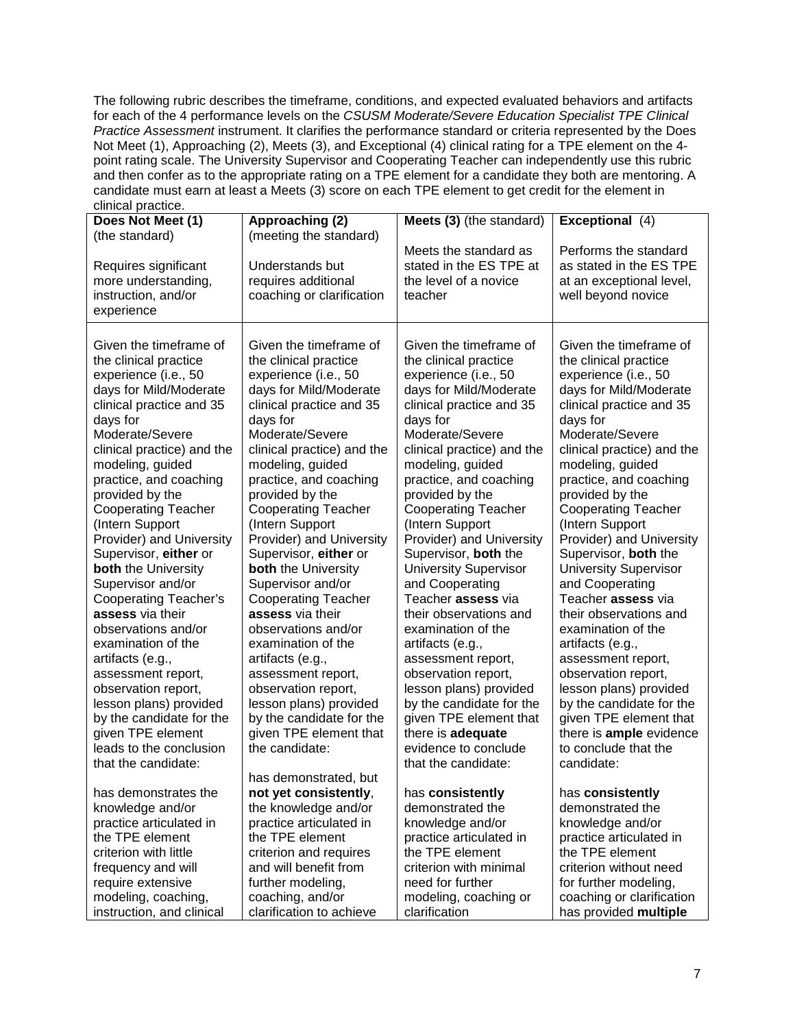The following rubric describes the timeframe, conditions, and expected evaluated behaviors and artifacts for each of the 4 performance levels on the *CSUSM Moderate/Severe Education Specialist TPE Clinical Practice Assessment* instrument. It clarifies the performance standard or criteria represented by the Does Not Meet (1), Approaching (2), Meets (3), and Exceptional (4) clinical rating for a TPE element on the 4-point rating scale. The University Supervisor and Cooperating Teacher can independently use this rubric and then confer as to the appropriate rating on a TPE element for a candidate they both are mentoring. A candidate must earn at least a Meets (3) score on each TPE element to get credit for the element in clinical practice.

| **Does Not Meet (1)** (the standard)<br><br>Requires significant more understanding, instruction, and/or experience | **Approaching (2)** (meeting the standard)<br><br>Understands but requires additional coaching or clarification | **Meets (3)** (the standard)<br><br>Meets the standard as stated in the ES TPE at the level of a novice teacher | **Exceptional** (4)<br><br>Performs the standard as stated in the ES TPE at an exceptional level, well beyond novice |
|---|---|---|---|
| Given the timeframe of the clinical practice experience (i.e., 50 days for Mild/Moderate clinical practice and 35 days for Moderate/Severe clinical practice) and the modeling, guided practice, and coaching provided by the Cooperating Teacher (Intern Support Provider) and University Supervisor, **either** or **both** the University Supervisor and/or Cooperating Teacher's **assess** via their observations and/or examination of the artifacts (e.g., assessment report, observation report, lesson plans) provided by the candidate for the given TPE element leads to the conclusion that the candidate:<br><br>has demonstrates the knowledge and/or practice articulated in the TPE element criterion with little frequency and will require extensive modeling, coaching, instruction, and clinical | Given the timeframe of the clinical practice experience (i.e., 50 days for Mild/Moderate clinical practice and 35 days for Moderate/Severe clinical practice) and the modeling, guided practice, and coaching provided by the Cooperating Teacher (Intern Support Provider) and University Supervisor, **either** or **both** the University Supervisor and/or Cooperating Teacher **assess** via their observations and/or examination of the artifacts (e.g., assessment report, observation report, lesson plans) provided by the candidate for the given TPE element that the candidate:<br><br>has demonstrated, but **not yet consistently**, the knowledge and/or practice articulated in the TPE element criterion and requires and will benefit from further modeling, coaching, and/or clarification to achieve | Given the timeframe of the clinical practice experience (i.e., 50 days for Mild/Moderate clinical practice and 35 days for Moderate/Severe clinical practice) and the modeling, guided practice, and coaching provided by the Cooperating Teacher (Intern Support Provider) and University Supervisor, **both** the University Supervisor and Cooperating Teacher **assess** via their observations and examination of the artifacts (e.g., assessment report, observation report, lesson plans) provided by the candidate for the given TPE element that there is **adequate** evidence to conclude that the candidate:<br><br>has **consistently** demonstrated the knowledge and/or practice articulated in the TPE element criterion with minimal need for further modeling, coaching or clarification | Given the timeframe of the clinical practice experience (i.e., 50 days for Mild/Moderate clinical practice and 35 days for Moderate/Severe clinical practice) and the modeling, guided practice, and coaching provided by the Cooperating Teacher (Intern Support Provider) and University Supervisor, **both** the University Supervisor and Cooperating Teacher **assess** via their observations and examination of the artifacts (e.g., assessment report, observation report, lesson plans) provided by the candidate for the given TPE element that there is **ample** evidence to conclude that the candidate:<br><br>has **consistently** demonstrated the knowledge and/or practice articulated in the TPE element criterion without need for further modeling, coaching or clarification has provided **multiple** |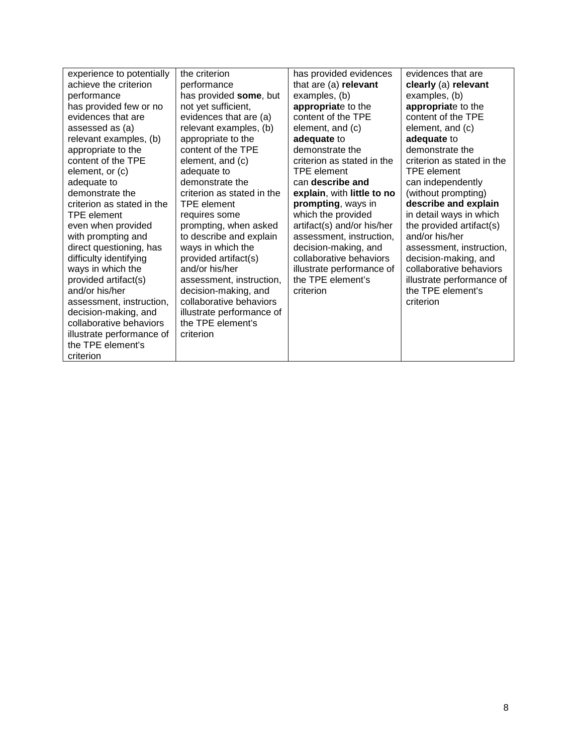| experience to potentially achieve the criterion performance<br>has provided few or no evidences that are assessed as (a) relevant examples, (b) appropriate to the content of the TPE element, or (c) adequate to demonstrate the criterion as stated in the TPE element<br>even when provided with prompting and direct questioning, has difficulty identifying ways in which the provided artifact(s) and/or his/her assessment, instruction, decision-making, and collaborative behaviors illustrate performance of the TPE element's criterion | the criterion performance<br>has provided **some**, but not yet sufficient, evidences that are (a) relevant examples, (b) appropriate to the content of the TPE element, and (c) adequate to demonstrate the criterion as stated in the TPE element<br>requires some prompting, when asked to describe and explain ways in which the provided artifact(s) and/or his/her assessment, instruction, decision-making, and collaborative behaviors illustrate performance of the TPE element's criterion | has provided evidences that are (a) **relevant** examples, (b) **appropriat**e to the content of the TPE element, and (c) **adequate** to demonstrate the criterion as stated in the TPE element<br>can **describe and explain**, with **little to no prompting**, ways in which the provided artifact(s) and/or his/her assessment, instruction, decision-making, and collaborative behaviors illustrate performance of the TPE element's criterion | evidences that are **clearly** (a) **relevant** examples, (b) **appropriat**e to the content of the TPE element, and (c) **adequate** to demonstrate the criterion as stated in the TPE element<br>can independently (without prompting) **describe and explain** in detail ways in which the provided artifact(s) and/or his/her assessment, instruction, decision-making, and collaborative behaviors illustrate performance of the TPE element's criterion |
|---|---|---|---|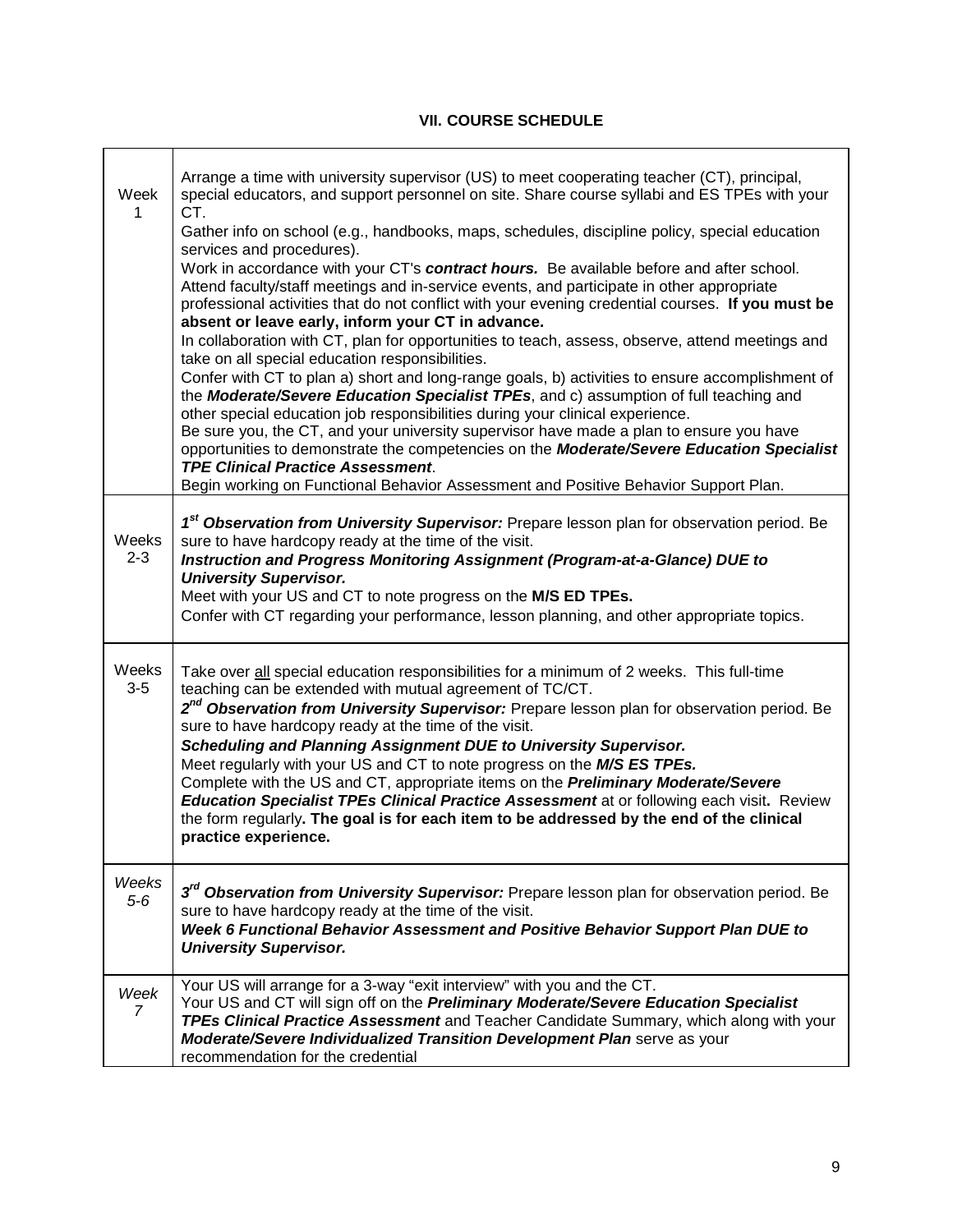### VII. COURSE SCHEDULE

| | |
|---|---|
| Week 1 | Arrange a time with university supervisor (US) to meet cooperating teacher (CT), principal, special educators, and support personnel on site. Share course syllabi and ES TPEs with your CT.<br>Gather info on school (e.g., handbooks, maps, schedules, discipline policy, special education services and procedures).<br>Work in accordance with your CT's ***contract hours.*** Be available before and after school. Attend faculty/staff meetings and in-service events, and participate in other appropriate professional activities that do not conflict with your evening credential courses. **If you must be absent or leave early, inform your CT in advance.**<br>In collaboration with CT, plan for opportunities to teach, assess, observe, attend meetings and take on all special education responsibilities.<br>Confer with CT to plan a) short and long-range goals, b) activities to ensure accomplishment of the ***Moderate/Severe Education Specialist TPEs***, and c) assumption of full teaching and other special education job responsibilities during your clinical experience.<br>Be sure you, the CT, and your university supervisor have made a plan to ensure you have opportunities to demonstrate the competencies on the ***Moderate/Severe Education Specialist TPE Clinical Practice Assessment***.<br>Begin working on Functional Behavior Assessment and Positive Behavior Support Plan. |
| Weeks 2-3 | ***1st Observation from University Supervisor:*** Prepare lesson plan for observation period. Be sure to have hardcopy ready at the time of the visit.<br>***Instruction and Progress Monitoring Assignment (Program-at-a-Glance) DUE to University Supervisor.***<br>Meet with your US and CT to note progress on the **M/S ED TPEs.**<br>Confer with CT regarding your performance, lesson planning, and other appropriate topics. |
| Weeks 3-5 | Take over <u>all</u> special education responsibilities for a minimum of 2 weeks. This full-time teaching can be extended with mutual agreement of TC/CT.<br>***2nd Observation from University Supervisor:*** Prepare lesson plan for observation period. Be sure to have hardcopy ready at the time of the visit.<br>***Scheduling and Planning Assignment DUE to University Supervisor.***<br>Meet regularly with your US and CT to note progress on the ***M/S ES TPEs.***<br>Complete with the US and CT, appropriate items on the ***Preliminary Moderate/Severe Education Specialist TPEs Clinical Practice Assessment*** at or following each visit**.** Review the form regularly**. The goal is for each item to be addressed by the end of the clinical practice experience.** |
| *Weeks 5-6* | ***3rd Observation from University Supervisor:*** Prepare lesson plan for observation period. Be sure to have hardcopy ready at the time of the visit.<br>***Week 6 Functional Behavior Assessment and Positive Behavior Support Plan DUE to University Supervisor.*** |
| *Week 7* | Your US will arrange for a 3-way "exit interview" with you and the CT.<br>Your US and CT will sign off on the ***Preliminary Moderate/Severe Education Specialist TPEs Clinical Practice Assessment*** and Teacher Candidate Summary, which along with your ***Moderate/Severe Individualized Transition Development Plan*** serve as your recommendation for the credential |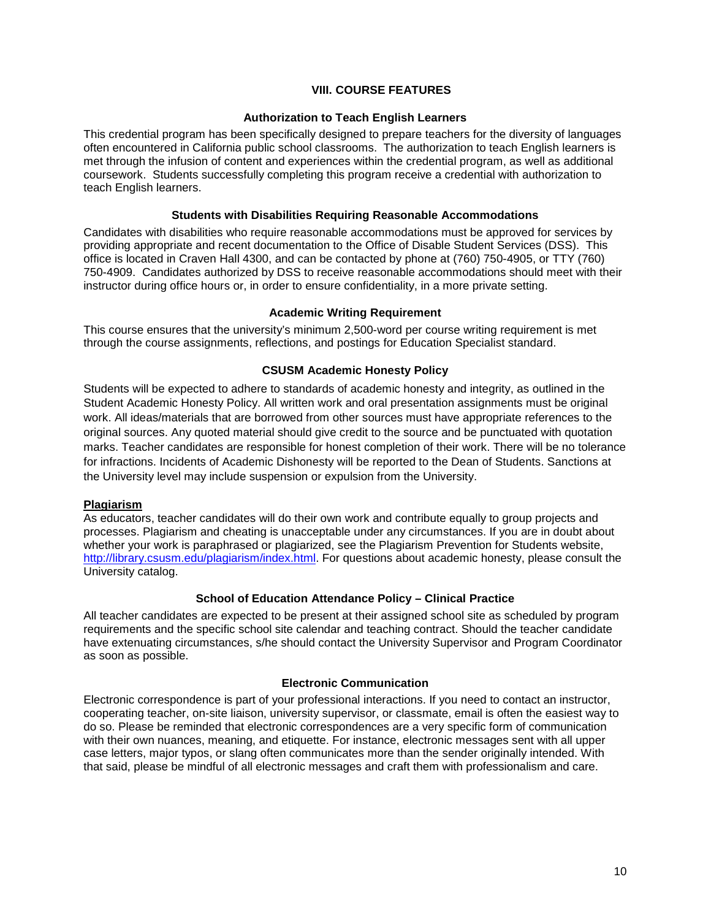## VIII. COURSE FEATURES

### Authorization to Teach English Learners

This credential program has been specifically designed to prepare teachers for the diversity of languages often encountered in California public school classrooms. The authorization to teach English learners is met through the infusion of content and experiences within the credential program, as well as additional coursework. Students successfully completing this program receive a credential with authorization to teach English learners.

### Students with Disabilities Requiring Reasonable Accommodations

Candidates with disabilities who require reasonable accommodations must be approved for services by providing appropriate and recent documentation to the Office of Disable Student Services (DSS). This office is located in Craven Hall 4300, and can be contacted by phone at (760) 750-4905, or TTY (760) 750-4909. Candidates authorized by DSS to receive reasonable accommodations should meet with their instructor during office hours or, in order to ensure confidentiality, in a more private setting.

### Academic Writing Requirement

This course ensures that the university's minimum 2,500-word per course writing requirement is met through the course assignments, reflections, and postings for Education Specialist standard.

### CSUSM Academic Honesty Policy

Students will be expected to adhere to standards of academic honesty and integrity, as outlined in the Student Academic Honesty Policy. All written work and oral presentation assignments must be original work. All ideas/materials that are borrowed from other sources must have appropriate references to the original sources. Any quoted material should give credit to the source and be punctuated with quotation marks. Teacher candidates are responsible for honest completion of their work. There will be no tolerance for infractions. Incidents of Academic Dishonesty will be reported to the Dean of Students. Sanctions at the University level may include suspension or expulsion from the University.

**Plagiarism**

As educators, teacher candidates will do their own work and contribute equally to group projects and processes. Plagiarism and cheating is unacceptable under any circumstances. If you are in doubt about whether your work is paraphrased or plagiarized, see the Plagiarism Prevention for Students website, http://library.csusm.edu/plagiarism/index.html. For questions about academic honesty, please consult the University catalog.

### School of Education Attendance Policy – Clinical Practice

All teacher candidates are expected to be present at their assigned school site as scheduled by program requirements and the specific school site calendar and teaching contract. Should the teacher candidate have extenuating circumstances, s/he should contact the University Supervisor and Program Coordinator as soon as possible.

### Electronic Communication

Electronic correspondence is part of your professional interactions. If you need to contact an instructor, cooperating teacher, on-site liaison, university supervisor, or classmate, email is often the easiest way to do so. Please be reminded that electronic correspondences are a very specific form of communication with their own nuances, meaning, and etiquette. For instance, electronic messages sent with all upper case letters, major typos, or slang often communicates more than the sender originally intended. With that said, please be mindful of all electronic messages and craft them with professionalism and care.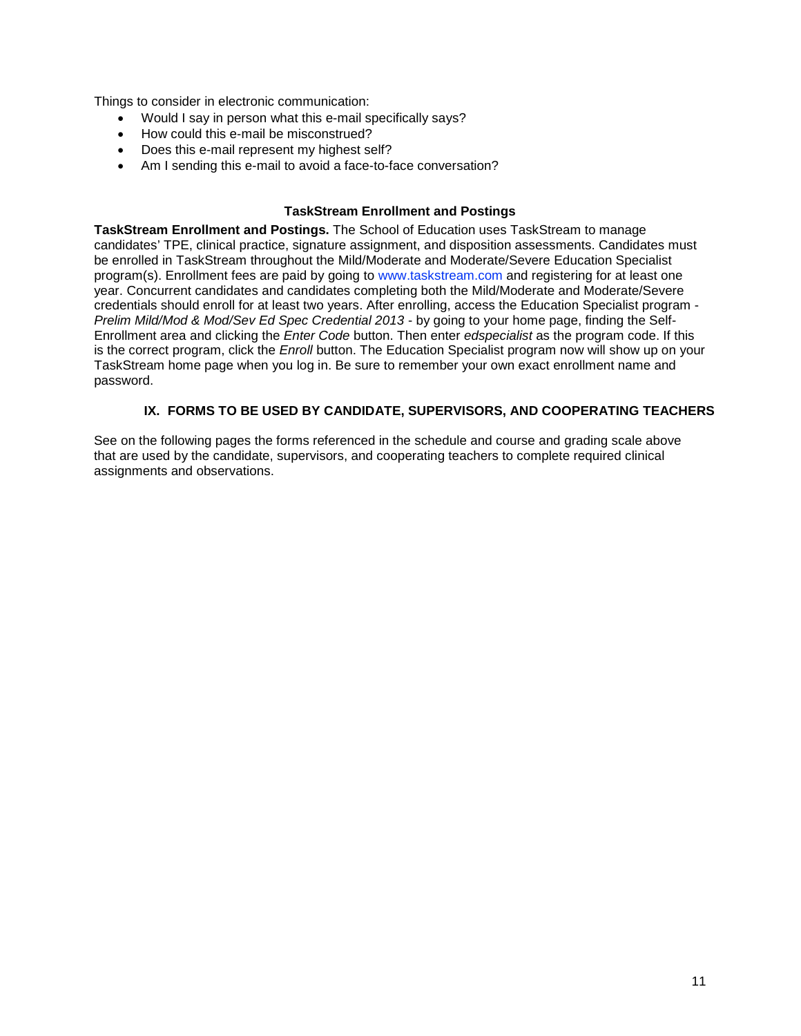Things to consider in electronic communication:

- Would I say in person what this e-mail specifically says?
- How could this e-mail be misconstrued?
- Does this e-mail represent my highest self?
- Am I sending this e-mail to avoid a face-to-face conversation?

### TaskStream Enrollment and Postings

**TaskStream Enrollment and Postings.** The School of Education uses TaskStream to manage candidates' TPE, clinical practice, signature assignment, and disposition assessments. Candidates must be enrolled in TaskStream throughout the Mild/Moderate and Moderate/Severe Education Specialist program(s). Enrollment fees are paid by going to www.taskstream.com and registering for at least one year. Concurrent candidates and candidates completing both the Mild/Moderate and Moderate/Severe credentials should enroll for at least two years. After enrolling, access the Education Specialist program - *Prelim Mild/Mod & Mod/Sev Ed Spec Credential 2013* - by going to your home page, finding the Self-Enrollment area and clicking the *Enter Code* button. Then enter *edspecialist* as the program code. If this is the correct program, click the *Enroll* button. The Education Specialist program now will show up on your TaskStream home page when you log in. Be sure to remember your own exact enrollment name and password.

## IX. FORMS TO BE USED BY CANDIDATE, SUPERVISORS, AND COOPERATING TEACHERS

See on the following pages the forms referenced in the schedule and course and grading scale above that are used by the candidate, supervisors, and cooperating teachers to complete required clinical assignments and observations.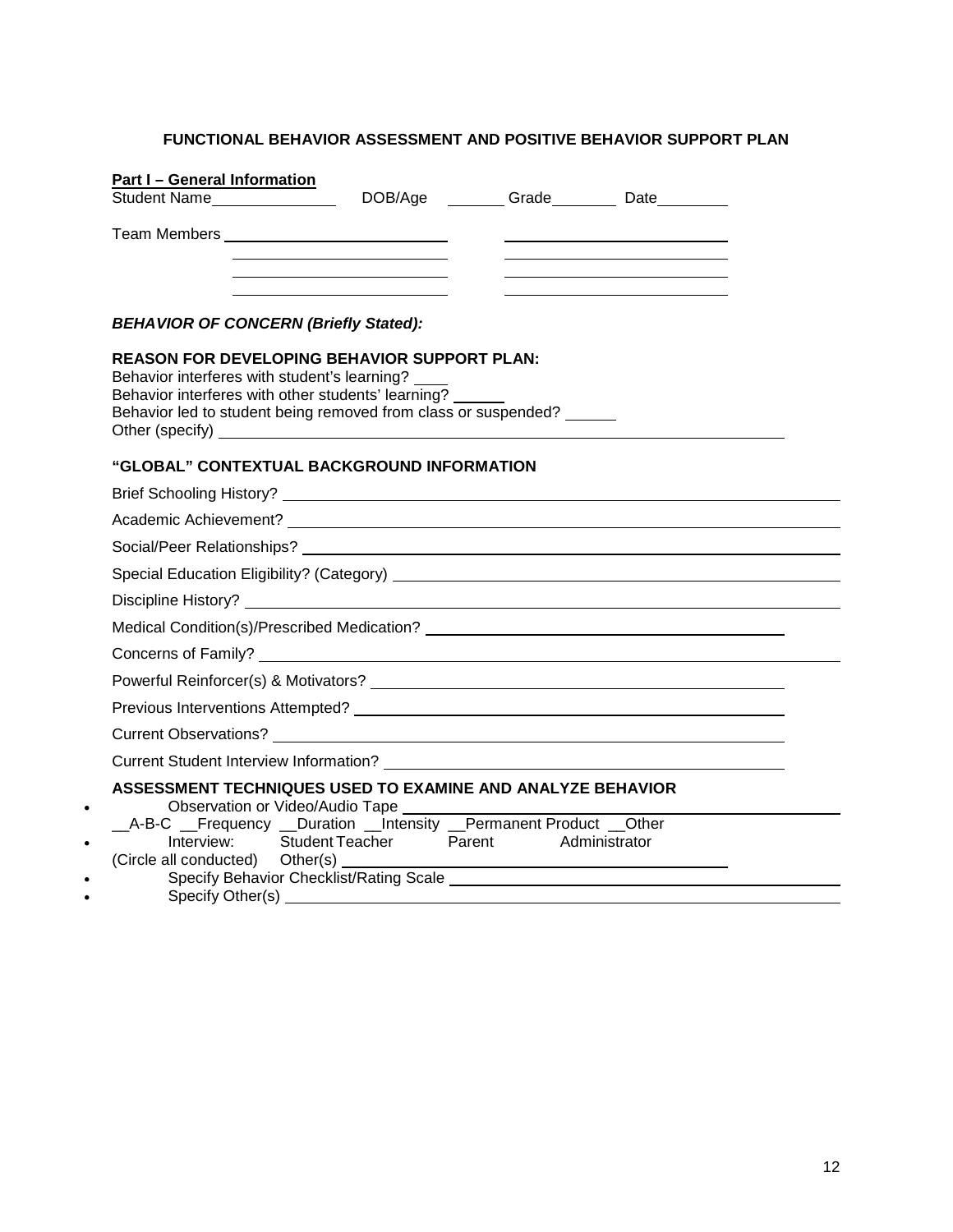# FUNCTIONAL BEHAVIOR ASSESSMENT AND POSITIVE BEHAVIOR SUPPORT PLAN

**Part I – General Information**

Student Name______________ DOB/Age _______ Grade________ Date________

Team Members ____________________________ ____________________________

____________________________ ____________________________

____________________________ ____________________________

____________________________ ____________________________

***BEHAVIOR OF CONCERN (Briefly Stated):***

**REASON FOR DEVELOPING BEHAVIOR SUPPORT PLAN:**

Behavior interferes with student's learning? ____

Behavior interferes with other students' learning? ______

Behavior led to student being removed from class or suspended? ______

Other (specify) ____________________________________________________________

**"GLOBAL" CONTEXTUAL BACKGROUND INFORMATION**

Brief Schooling History? ____________________________________________________________

Academic Achievement? ____________________________________________________________

Social/Peer Relationships? ____________________________________________________________

Special Education Eligibility? (Category) ____________________________________________________________

Discipline History? ____________________________________________________________

Medical Condition(s)/Prescribed Medication? ________________________________________

Concerns of Family? ____________________________________________________________

Powerful Reinforcer(s) & Motivators? ________________________________________

Previous Interventions Attempted? ________________________________________

Current Observations? ________________________________________

Current Student Interview Information? ________________________________________

**ASSESSMENT TECHNIQUES USED TO EXAMINE AND ANALYZE BEHAVIOR**

- Observation or Video/Audio Tape ________________________________________
  __A-B-C __Frequency __Duration __Intensity __Permanent Product __Other
- Interview: Student Teacher Parent Administrator
  (Circle all conducted) Other(s) ________________________________________
- Specify Behavior Checklist/Rating Scale ________________________________________
- Specify Other(s) ________________________________________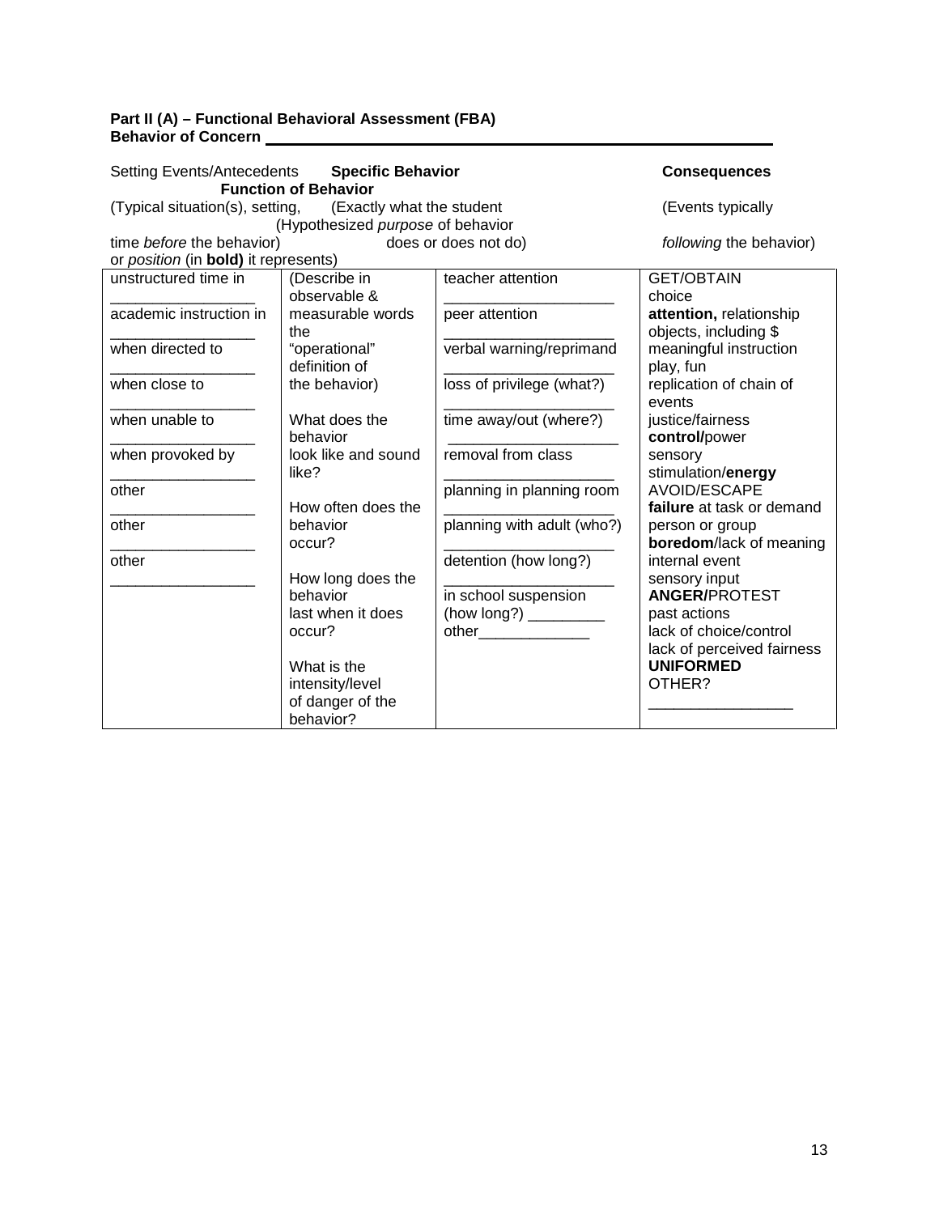**Part II (A) – Functional Behavioral Assessment (FBA)**
**Behavior of Concern** ____________________________________________

| Setting Events/Antecedents (Typical situation(s), setting, time *before* the behavior) | **Specific Behavior** (Exactly what the student does or does not do) | **Consequences** (Events typically *following* the behavior) | **Function of Behavior** (Hypothesized *purpose* of behavior or *position* (in **bold)** it represents) |
|---|---|---|---|
| unstructured time in ________________<br>academic instruction in ________________<br>when directed to ________________<br>when close to ________________<br>when unable to ________________<br>when provoked by ________________<br>other ________________<br>other ________________<br>other ________________ | (Describe in observable & measurable words the "operational" definition of the behavior)<br><br>What does the behavior look like and sound like?<br><br>How often does the behavior occur?<br><br>How long does the behavior last when it does occur?<br><br>What is the intensity/level of danger of the behavior? | teacher attention ________________<br>peer attention ________________<br>verbal warning/reprimand ________________<br>loss of privilege (what?) ________________<br>time away/out (where?) ________________<br>removal from class ________________<br>planning in planning room ________________<br>planning with adult (who?) ________________<br>detention (how long?) ________________<br>in school suspension (how long?) _________<br>other_____________ | GET/OBTAIN<br>choice<br>**attention,** relationship<br>objects, including $<br>meaningful instruction<br>play, fun<br>replication of chain of events<br>justice/fairness<br>**control/**power<br>sensory stimulation/**energy**<br>AVOID/ESCAPE<br>**failure** at task or demand<br>person or group<br>**boredom**/lack of meaning<br>internal event<br>sensory input<br>**ANGER/**PROTEST<br>past actions<br>lack of choice/control<br>lack of perceived fairness<br>**UNIFORMED**<br>OTHER?<br>________________ |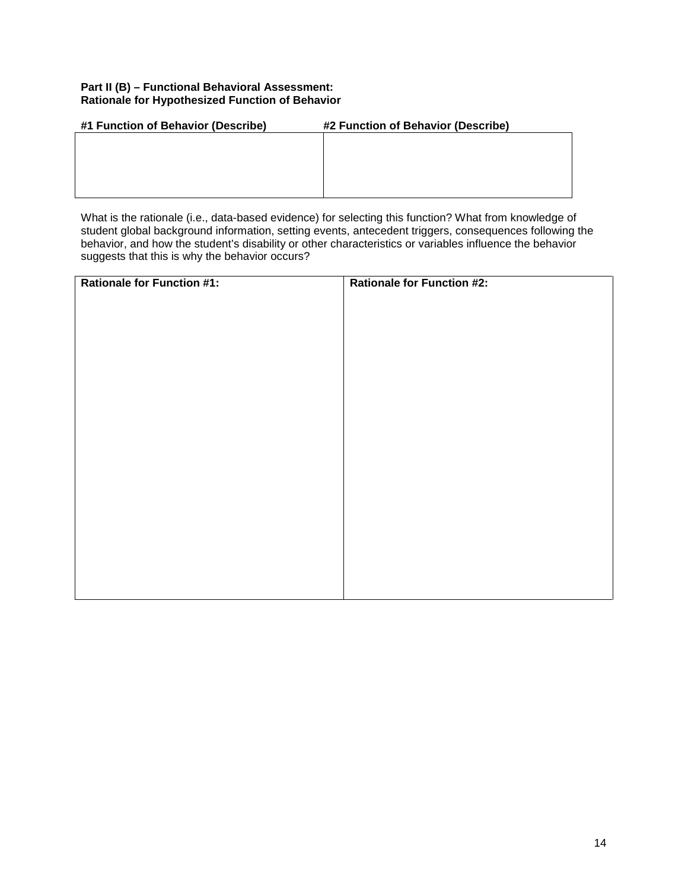**Part II (B) – Functional Behavioral Assessment:**
**Rationale for Hypothesized Function of Behavior**

| #1 Function of Behavior (Describe) | #2 Function of Behavior (Describe) |
|---|---|
| | |

What is the rationale (i.e., data-based evidence) for selecting this function? What from knowledge of student global background information, setting events, antecedent triggers, consequences following the behavior, and how the student's disability or other characteristics or variables influence the behavior suggests that this is why the behavior occurs?

| Rationale for Function #1: | Rationale for Function #2: |
|---|---|
| | |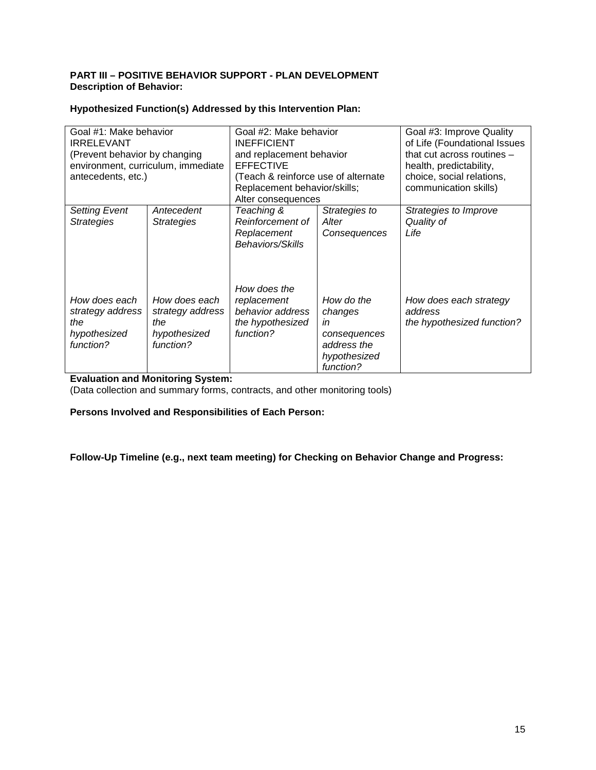**PART III – POSITIVE BEHAVIOR SUPPORT - PLAN DEVELOPMENT**
**Description of Behavior:**

**Hypothesized Function(s) Addressed by this Intervention Plan:**

| Goal #1: Make behavior IRRELEVANT (Prevent behavior by changing environment, curriculum, immediate antecedents, etc.) | | Goal #2: Make behavior INEFFICIENT and replacement behavior EFFECTIVE (Teach & reinforce use of alternate Replacement behavior/skills; Alter consequences | | Goal #3: Improve Quality of Life (Foundational Issues that cut across routines – health, predictability, choice, social relations, communication skills) |
|---|---|---|---|---|
| *Setting Event Strategies* | *Antecedent Strategies* | *Teaching & Reinforcement of Replacement Behaviors/Skills* | *Strategies to Alter Consequences* | *Strategies to Improve Quality of Life* |
| *How does each strategy address the hypothesized function?* | *How does each strategy address the hypothesized function?* | *How does the replacement behavior address the hypothesized function?* | *How do the changes in consequences address the hypothesized function?* | *How does each strategy address the hypothesized function?* |

**Evaluation and Monitoring System:**
(Data collection and summary forms, contracts, and other monitoring tools)

**Persons Involved and Responsibilities of Each Person:**

**Follow-Up Timeline (e.g., next team meeting) for Checking on Behavior Change and Progress:**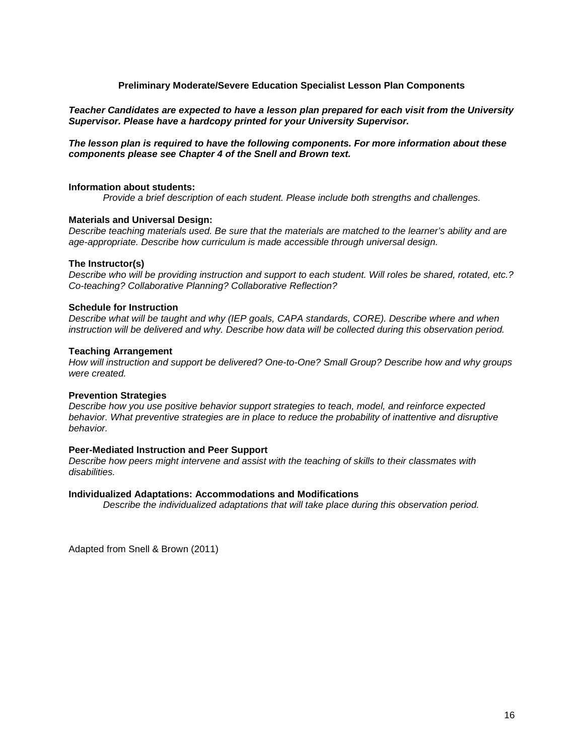## Preliminary Moderate/Severe Education Specialist Lesson Plan Components

***Teacher Candidates are expected to have a lesson plan prepared for each visit from the University Supervisor. Please have a hardcopy printed for your University Supervisor.***

***The lesson plan is required to have the following components. For more information about these components please see Chapter 4 of the Snell and Brown text.***

**Information about students:**

*Provide a brief description of each student. Please include both strengths and challenges.*

**Materials and Universal Design:**

*Describe teaching materials used. Be sure that the materials are matched to the learner's ability and are age-appropriate. Describe how curriculum is made accessible through universal design.*

**The Instructor(s)**

*Describe who will be providing instruction and support to each student. Will roles be shared, rotated, etc.? Co-teaching? Collaborative Planning? Collaborative Reflection?*

**Schedule for Instruction**

*Describe what will be taught and why (IEP goals, CAPA standards, CORE). Describe where and when instruction will be delivered and why. Describe how data will be collected during this observation period.*

**Teaching Arrangement**

*How will instruction and support be delivered? One-to-One? Small Group? Describe how and why groups were created.*

**Prevention Strategies**

*Describe how you use positive behavior support strategies to teach, model, and reinforce expected behavior. What preventive strategies are in place to reduce the probability of inattentive and disruptive behavior.*

**Peer-Mediated Instruction and Peer Support**

*Describe how peers might intervene and assist with the teaching of skills to their classmates with disabilities.*

**Individualized Adaptations: Accommodations and Modifications**

*Describe the individualized adaptations that will take place during this observation period.*

Adapted from Snell & Brown (2011)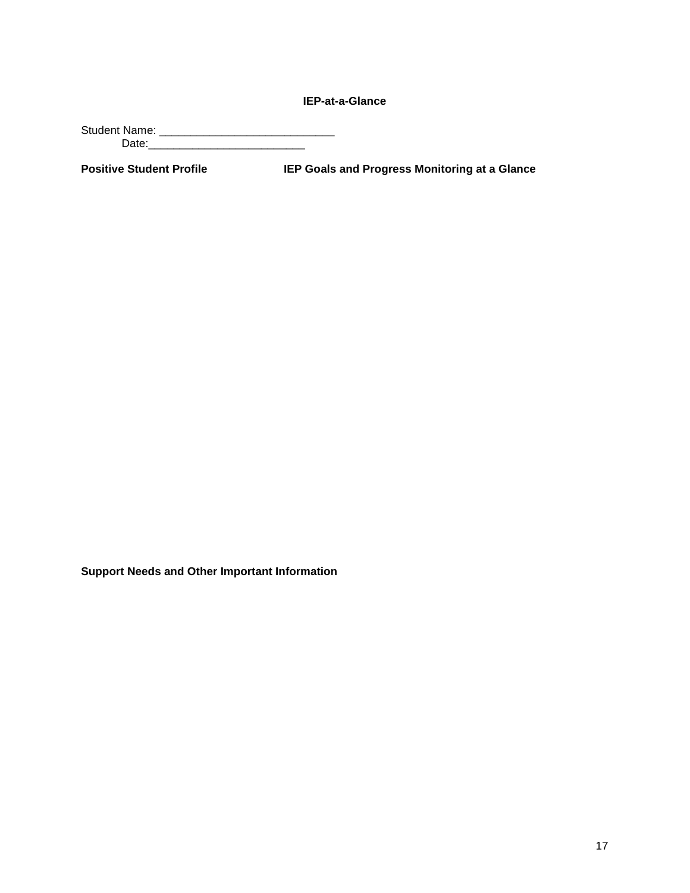**IEP-at-a-Glance**

Student Name: ____________________________
Date:_________________________

**Positive Student Profile** **IEP Goals and Progress Monitoring at a Glance**

**Support Needs and Other Important Information**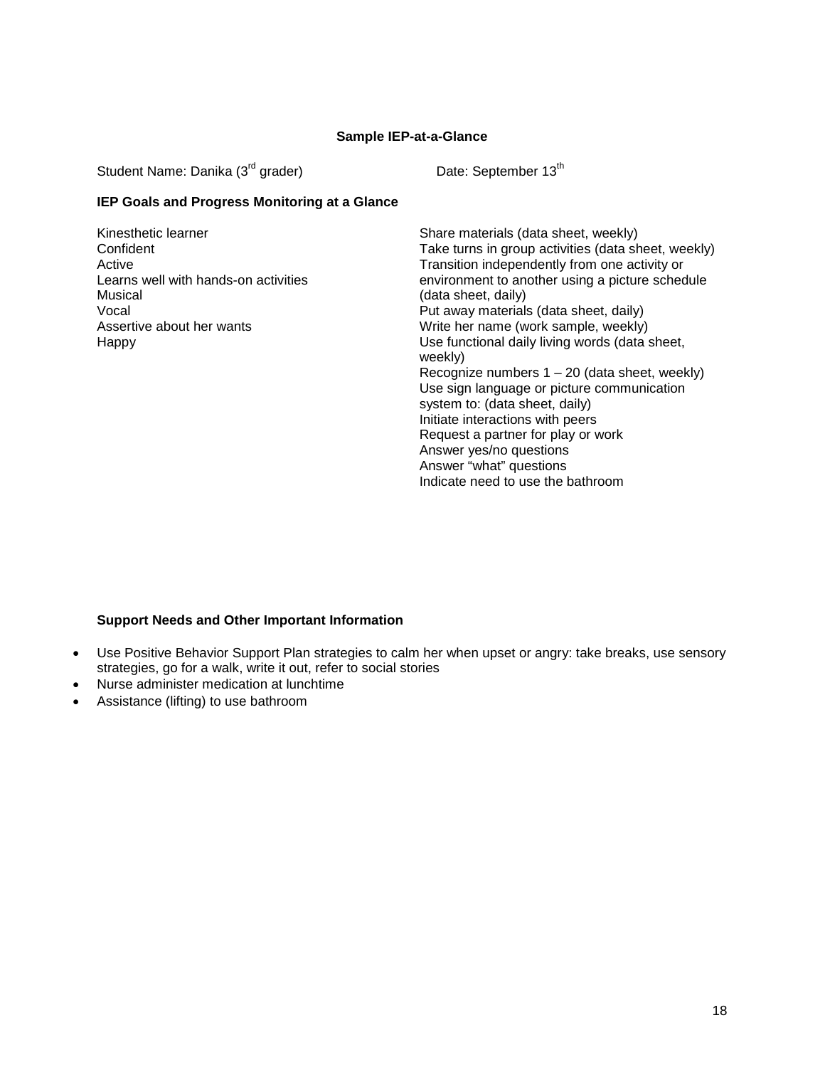**Sample IEP-at-a-Glance**

Student Name: Danika (3rd grader) Date: September 13th

**IEP Goals and Progress Monitoring at a Glance**

Kinesthetic learner
Confident
Active
Learns well with hands-on activities
Musical
Vocal
Assertive about her wants
Happy

Share materials (data sheet, weekly)
Take turns in group activities (data sheet, weekly)
Transition independently from one activity or environment to another using a picture schedule (data sheet, daily)
Put away materials (data sheet, daily)
Write her name (work sample, weekly)
Use functional daily living words (data sheet, weekly)
Recognize numbers 1 – 20 (data sheet, weekly)
Use sign language or picture communication system to: (data sheet, daily)
Initiate interactions with peers
Request a partner for play or work
Answer yes/no questions
Answer “what” questions
Indicate need to use the bathroom

**Support Needs and Other Important Information**

- Use Positive Behavior Support Plan strategies to calm her when upset or angry: take breaks, use sensory strategies, go for a walk, write it out, refer to social stories
- Nurse administer medication at lunchtime
- Assistance (lifting) to use bathroom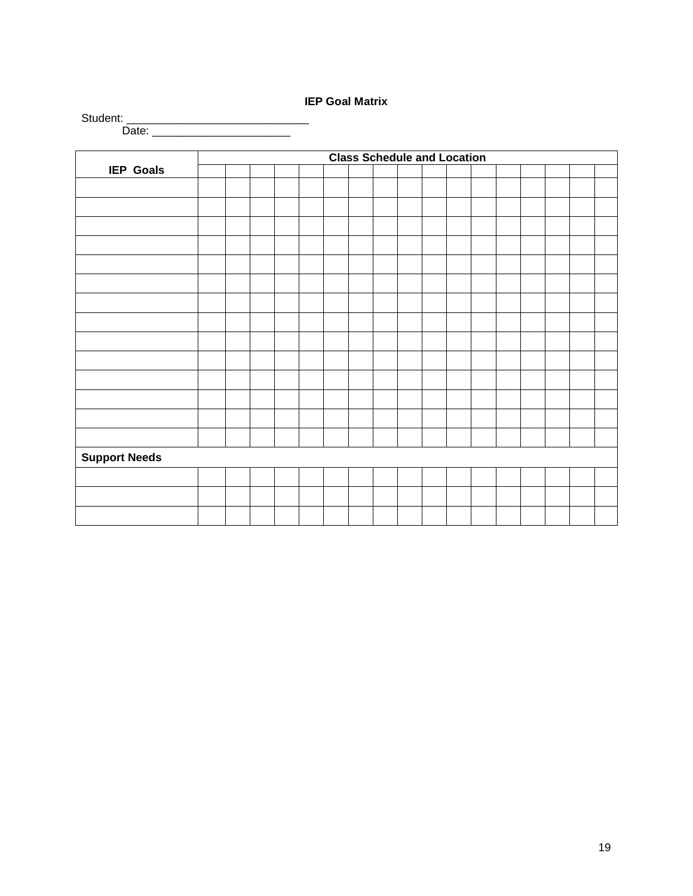**IEP Goal Matrix**

Student: ____________________________

Date: ______________________

| IEP Goals | Class Schedule and Location | | | | | | | | | | | | | | | | |
|---|---|---|---|---|---|---|---|---|---|---|---|---|---|---|---|---|---|
| | | | | | | | | | | | | | | | | | |
| | | | | | | | | | | | | | | | | | |
| | | | | | | | | | | | | | | | | | |
| | | | | | | | | | | | | | | | | | |
| | | | | | | | | | | | | | | | | | |
| | | | | | | | | | | | | | | | | | |
| | | | | | | | | | | | | | | | | | |
| | | | | | | | | | | | | | | | | | |
| | | | | | | | | | | | | | | | | | |
| | | | | | | | | | | | | | | | | | |
| | | | | | | | | | | | | | | | | | |
| | | | | | | | | | | | | | | | | | |
| | | | | | | | | | | | | | | | | | |
| | | | | | | | | | | | | | | | | | |
| | | | | | | | | | | | | | | | | | |
| **Support Needs** | | | | | | | | | | | | | | | | | |
| | | | | | | | | | | | | | | | | | |
| | | | | | | | | | | | | | | | | | |
| | | | | | | | | | | | | | | | | | |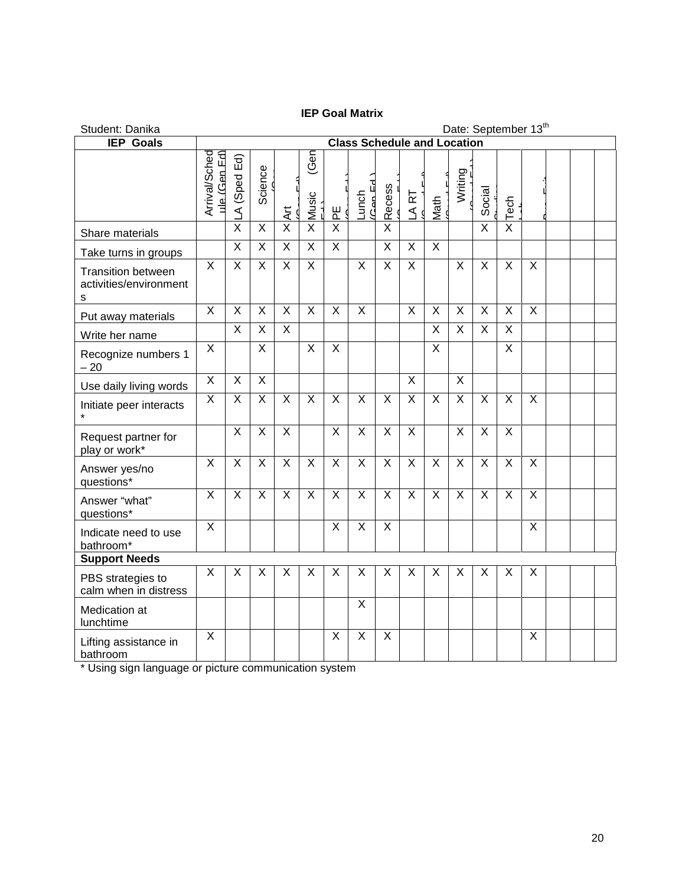**IEP Goal Matrix**

Student: Danika    Date: September 13th

| IEP Goals | Class Schedule and Location | | | | | | | | | | | | | | | | |
|---|---|---|---|---|---|---|---|---|---|---|---|---|---|---|---|---|---|
| | Arrival/Schedule (Gen Ed) | LA (Sped Ed) | Science (Gen Ed) | Art (Gen Ed) | Music (Gen Ed) | PE (Gen Ed) | Lunch (Gen Ed) | Recess (Gen Ed) | LA RT (Sped Ed) | Math (Sped Ed) | Writing (Sped Ed) | Social Studies (Gen Ed) | Tech Lab | Bus Exit | | | |
| Share materials | | X | X | X | X | X | | X | | | | X | X | | | | |
| Take turns in groups | | X | X | X | X | X | | X | X | X | | | | | | | |
| Transition between activities/environments | X | X | X | X | X | | X | X | X | | X | X | X | X | | | |
| Put away materials | X | X | X | X | X | X | X | | X | X | X | X | X | X | | | |
| Write her name | | X | X | X | | | | | | X | X | X | X | | | | |
| Recognize numbers 1 – 20 | X | | X | | X | X | | | | X | | | X | | | | |
| Use daily living words | X | X | X | | | | | | X | | X | | | | | | |
| Initiate peer interacts * | X | X | X | X | X | X | X | X | X | X | X | X | X | X | | | |
| Request partner for play or work* | | X | X | X | | X | X | X | X | | X | X | X | | | | |
| Answer yes/no questions* | X | X | X | X | X | X | X | X | X | X | X | X | X | X | | | |
| Answer "what" questions* | X | X | X | X | X | X | X | X | X | X | X | X | X | X | | | |
| Indicate need to use bathroom* | X | | | | | X | X | X | | | | | | X | | | |
| **Support Needs** | | | | | | | | | | | | | | | | | |
| PBS strategies to calm when in distress | X | X | X | X | X | X | X | X | X | X | X | X | X | X | | | |
| Medication at lunchtime | | | | | | | X | | | | | | | | | | |
| Lifting assistance in bathroom | X | | | | | X | X | X | | | | | | X | | | |

* Using sign language or picture communication system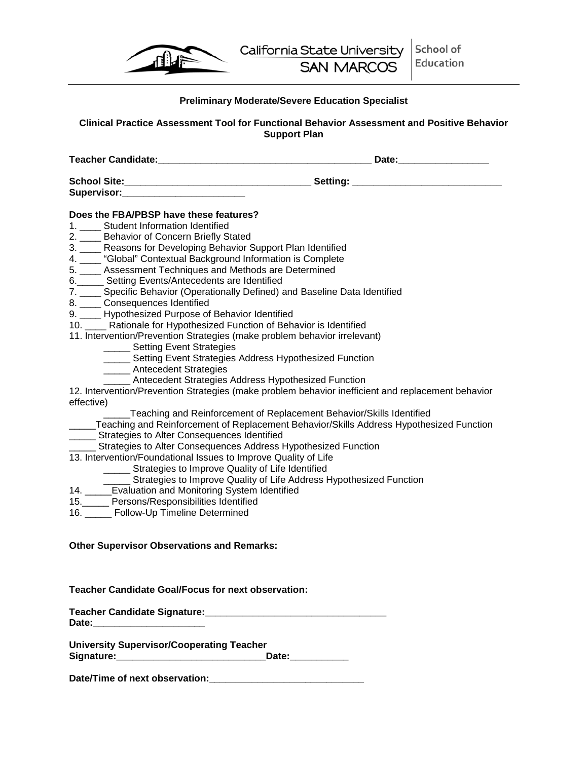California State University SAN MARCOS | School of Education

**Preliminary Moderate/Severe Education Specialist**

**Clinical Practice Assessment Tool for Functional Behavior Assessment and Positive Behavior Support Plan**

**Teacher Candidate:**_________________________________________ **Date:**_________________

**School Site:**___________________________________ **Setting:** ____________________________

**Supervisor:**_______________________

**Does the FBA/PBSP have these features?**

1. ____ Student Information Identified
2. ____ Behavior of Concern Briefly Stated
3. ____ Reasons for Developing Behavior Support Plan Identified
4. ____ "Global" Contextual Background Information is Complete
5. ____ Assessment Techniques and Methods are Determined
6. _____ Setting Events/Antecedents are Identified
7. ____ Specific Behavior (Operationally Defined) and Baseline Data Identified
8. ____ Consequences Identified
9. ____ Hypothesized Purpose of Behavior Identified
10. ____ Rationale for Hypothesized Function of Behavior is Identified
11. Intervention/Prevention Strategies (make problem behavior irrelevant)
    - _____ Setting Event Strategies
    - _____ Setting Event Strategies Address Hypothesized Function
    - _____ Antecedent Strategies
    - _____ Antecedent Strategies Address Hypothesized Function
12. Intervention/Prevention Strategies (make problem behavior inefficient and replacement behavior effective)
    - _____Teaching and Reinforcement of Replacement Behavior/Skills Identified
    - _____Teaching and Reinforcement of Replacement Behavior/Skills Address Hypothesized Function
    - _____ Strategies to Alter Consequences Identified
    - _____ Strategies to Alter Consequences Address Hypothesized Function
13. Intervention/Foundational Issues to Improve Quality of Life
    - _____ Strategies to Improve Quality of Life Identified
    - _____ Strategies to Improve Quality of Life Address Hypothesized Function
14. _____Evaluation and Monitoring System Identified
15. _____ Persons/Responsibilities Identified
16. _____ Follow-Up Timeline Determined

**Other Supervisor Observations and Remarks:**

**Teacher Candidate Goal/Focus for next observation:**

**Teacher Candidate Signature:**__________________________________

**Date:**_____________________

**University Supervisor/Cooperating Teacher Signature:**____________________________**Date:**___________

**Date/Time of next observation:**_____________________________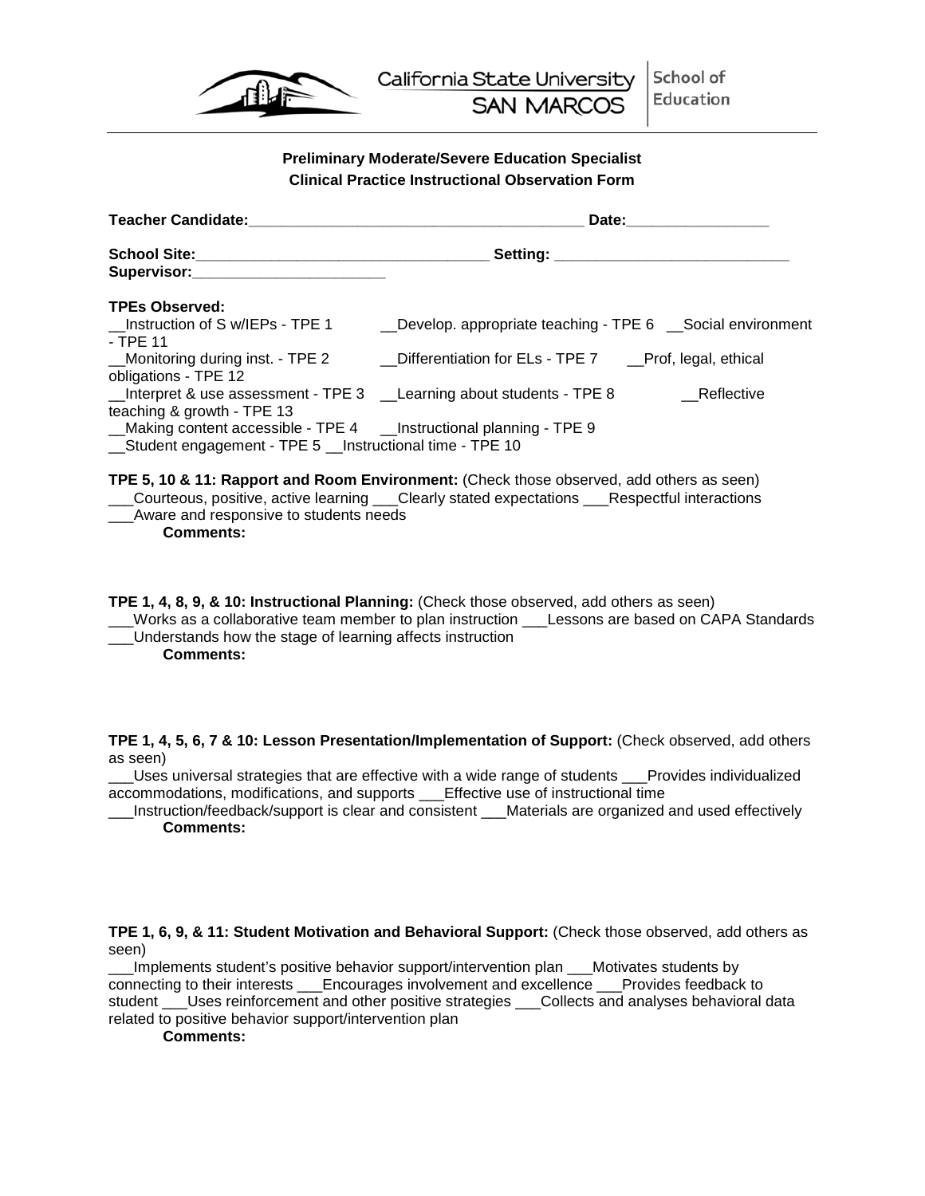California State University SAN MARCOS | School of Education

**Preliminary Moderate/Severe Education Specialist**
**Clinical Practice Instructional Observation Form**

**Teacher Candidate:**_________________________________________ **Date:**_________________

**School Site:**___________________________________ **Setting:** ____________________________
**Supervisor:**_______________________

**TPEs Observed:**
__Instruction of S w/IEPs - TPE 1 __Develop. appropriate teaching - TPE 6 __Social environment - TPE 11
__Monitoring during inst. - TPE 2 __Differentiation for ELs - TPE 7 __Prof, legal, ethical obligations - TPE 12
__Interpret & use assessment - TPE 3 __Learning about students - TPE 8 __Reflective teaching & growth - TPE 13
__Making content accessible - TPE 4 __Instructional planning - TPE 9
__Student engagement - TPE 5 __Instructional time - TPE 10

**TPE 5, 10 & 11: Rapport and Room Environment:** (Check those observed, add others as seen)
___Courteous, positive, active learning ___Clearly stated expectations ___Respectful interactions
___Aware and responsive to students needs

**Comments:**

**TPE 1, 4, 8, 9, & 10: Instructional Planning:** (Check those observed, add others as seen)
___Works as a collaborative team member to plan instruction ___Lessons are based on CAPA Standards
___Understands how the stage of learning affects instruction

**Comments:**

**TPE 1, 4, 5, 6, 7 & 10: Lesson Presentation/Implementation of Support:** (Check observed, add others as seen)
___Uses universal strategies that are effective with a wide range of students ___Provides individualized accommodations, modifications, and supports ___Effective use of instructional time
___Instruction/feedback/support is clear and consistent ___Materials are organized and used effectively

**Comments:**

**TPE 1, 6, 9, & 11: Student Motivation and Behavioral Support:** (Check those observed, add others as seen)
___Implements student's positive behavior support/intervention plan ___Motivates students by connecting to their interests ___Encourages involvement and excellence ___Provides feedback to student ___Uses reinforcement and other positive strategies ___Collects and analyses behavioral data related to positive behavior support/intervention plan

**Comments:**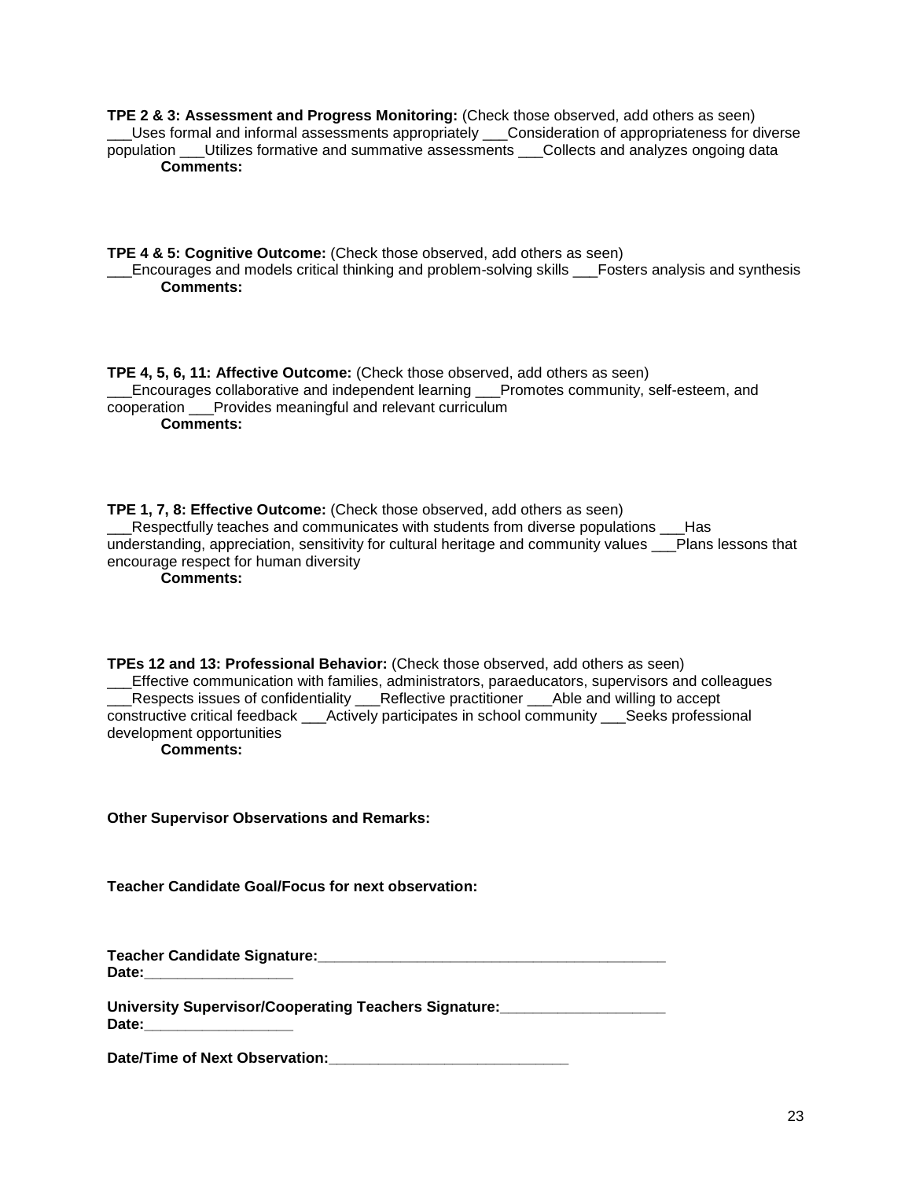**TPE 2 & 3: Assessment and Progress Monitoring:** (Check those observed, add others as seen)
___Uses formal and informal assessments appropriately ___Consideration of appropriateness for diverse population ___Utilizes formative and summative assessments ___Collects and analyzes ongoing data

**Comments:**

**TPE 4 & 5: Cognitive Outcome:** (Check those observed, add others as seen)
___Encourages and models critical thinking and problem-solving skills ___Fosters analysis and synthesis

**Comments:**

**TPE 4, 5, 6, 11: Affective Outcome:** (Check those observed, add others as seen)
___Encourages collaborative and independent learning ___Promotes community, self-esteem, and cooperation ___Provides meaningful and relevant curriculum

**Comments:**

**TPE 1, 7, 8: Effective Outcome:** (Check those observed, add others as seen)
___Respectfully teaches and communicates with students from diverse populations ___Has understanding, appreciation, sensitivity for cultural heritage and community values ___Plans lessons that encourage respect for human diversity

**Comments:**

**TPEs 12 and 13: Professional Behavior:** (Check those observed, add others as seen)
___Effective communication with families, administrators, paraeducators, supervisors and colleagues ___Respects issues of confidentiality ___Reflective practitioner ___Able and willing to accept constructive critical feedback ___Actively participates in school community ___Seeks professional development opportunities

**Comments:**

**Other Supervisor Observations and Remarks:**

**Teacher Candidate Goal/Focus for next observation:**

**Teacher Candidate Signature:**___________________________________________
**Date:**__________________

**University Supervisor/Cooperating Teachers Signature:**____________________
**Date:**__________________

**Date/Time of Next Observation:**_____________________________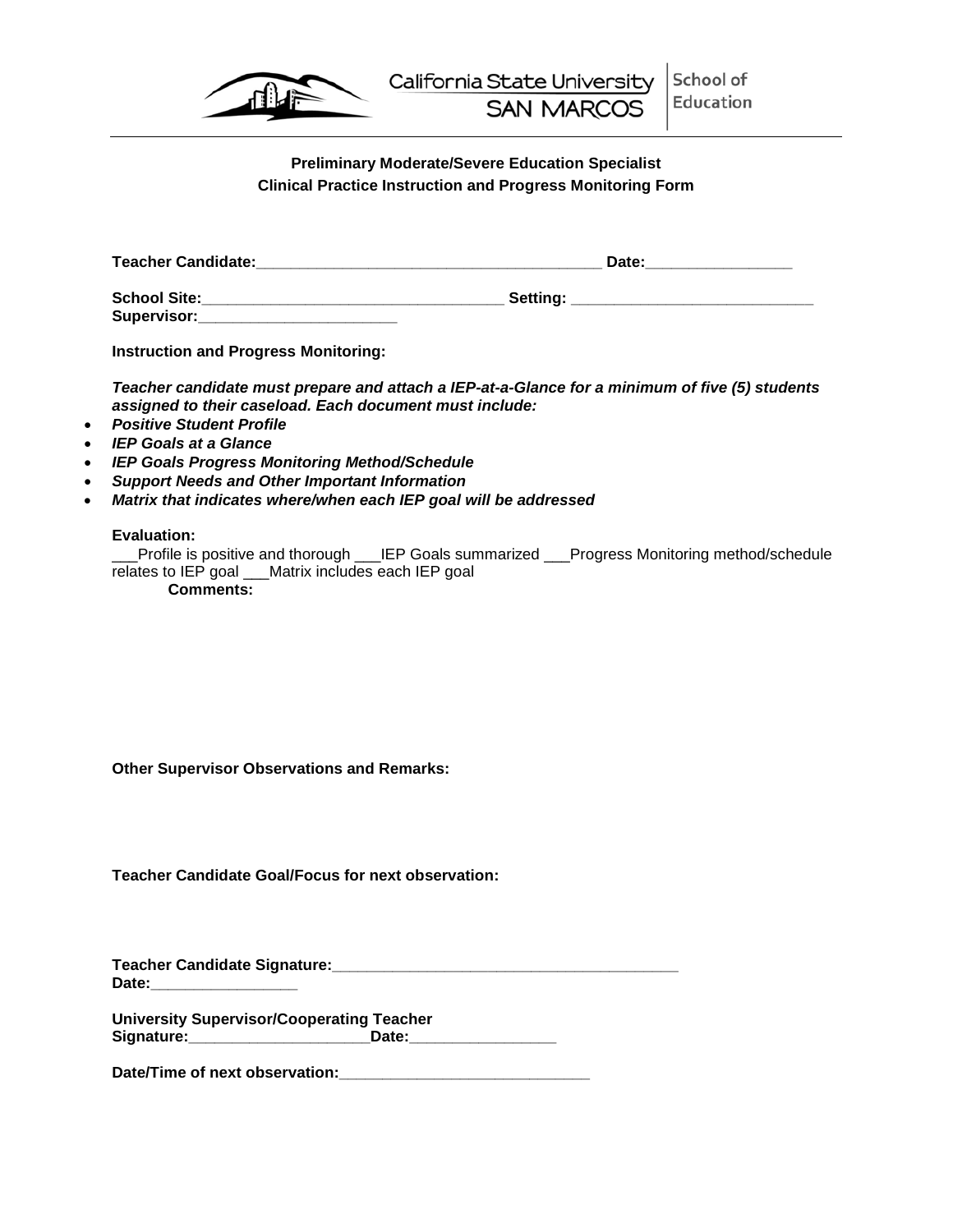California State University SAN MARCOS | School of Education

**Preliminary Moderate/Severe Education Specialist**
**Clinical Practice Instruction and Progress Monitoring Form**

**Teacher Candidate:**_________________________________________ **Date:**_________________

**School Site:**____________________________________ **Setting:** ____________________________
**Supervisor:**_______________________

**Instruction and Progress Monitoring:**

***Teacher candidate must prepare and attach a IEP-at-a-Glance for a minimum of five (5) students assigned to their caseload. Each document must include:***

- ***Positive Student Profile***
- ***IEP Goals at a Glance***
- ***IEP Goals Progress Monitoring Method/Schedule***
- ***Support Needs and Other Important Information***
- ***Matrix that indicates where/when each IEP goal will be addressed***

**Evaluation:**
___Profile is positive and thorough ___IEP Goals summarized ___Progress Monitoring method/schedule relates to IEP goal ___Matrix includes each IEP goal

**Comments:**

**Other Supervisor Observations and Remarks:**

**Teacher Candidate Goal/Focus for next observation:**

**Teacher Candidate Signature:**_________________________________________
**Date:**_________________

**University Supervisor/Cooperating Teacher**
**Signature:**_____________________**Date:**_________________

**Date/Time of next observation:**______________________________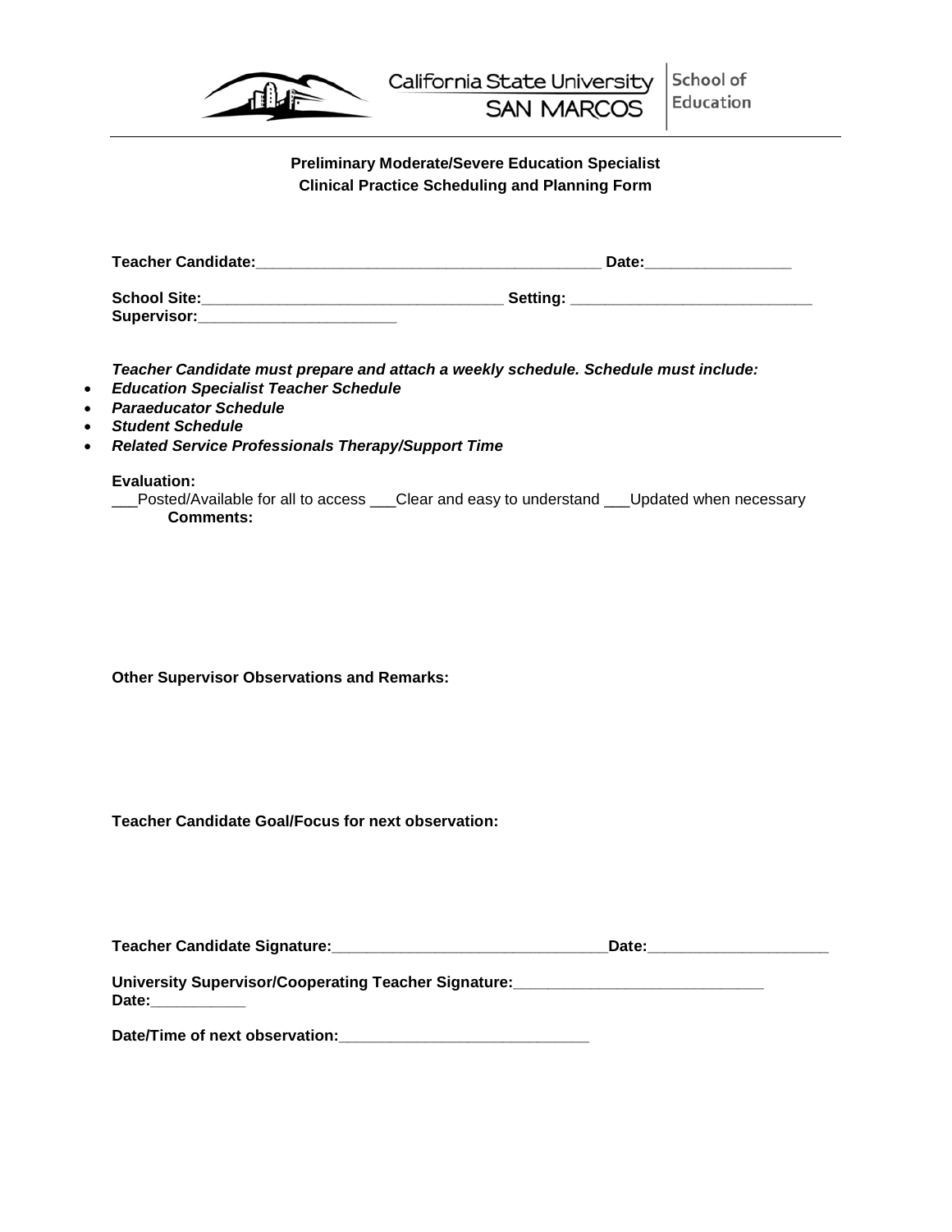California State University SAN MARCOS | School of Education

**Preliminary Moderate/Severe Education Specialist**
**Clinical Practice Scheduling and Planning Form**

**Teacher Candidate:**________________________________________ **Date:**_________________

**School Site:**___________________________________ **Setting:** ____________________________
**Supervisor:**_______________________

***Teacher Candidate must prepare and attach a weekly schedule. Schedule must include:***

- ***Education Specialist Teacher Schedule***
- ***Paraeducator Schedule***
- ***Student Schedule***
- ***Related Service Professionals Therapy/Support Time***

**Evaluation:**
___Posted/Available for all to access ___Clear and easy to understand ___Updated when necessary
**Comments:**

**Other Supervisor Observations and Remarks:**

**Teacher Candidate Goal/Focus for next observation:**

**Teacher Candidate Signature:**________________________________**Date:**_____________________

**University Supervisor/Cooperating Teacher Signature:**_____________________________
**Date:**___________

**Date/Time of next observation:**_____________________________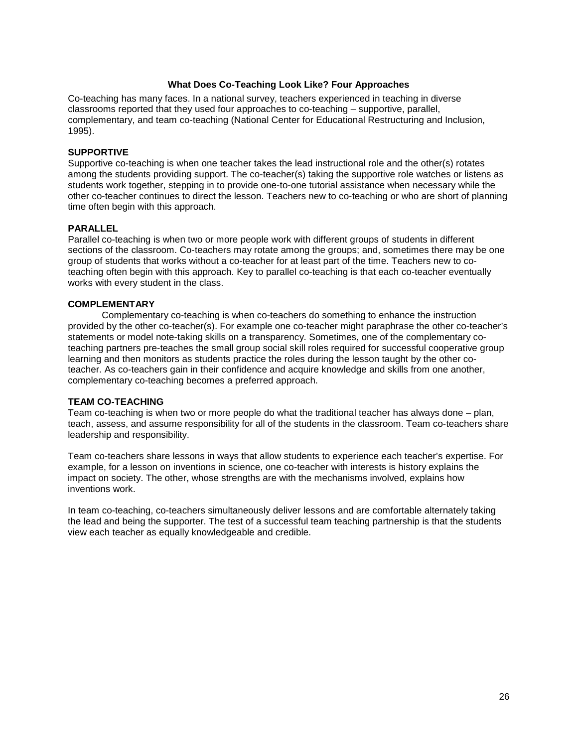## What Does Co-Teaching Look Like? Four Approaches

Co-teaching has many faces. In a national survey, teachers experienced in teaching in diverse classrooms reported that they used four approaches to co-teaching – supportive, parallel, complementary, and team co-teaching (National Center for Educational Restructuring and Inclusion, 1995).

### SUPPORTIVE

Supportive co-teaching is when one teacher takes the lead instructional role and the other(s) rotates among the students providing support. The co-teacher(s) taking the supportive role watches or listens as students work together, stepping in to provide one-to-one tutorial assistance when necessary while the other co-teacher continues to direct the lesson. Teachers new to co-teaching or who are short of planning time often begin with this approach.

### PARALLEL

Parallel co-teaching is when two or more people work with different groups of students in different sections of the classroom. Co-teachers may rotate among the groups; and, sometimes there may be one group of students that works without a co-teacher for at least part of the time. Teachers new to co-teaching often begin with this approach. Key to parallel co-teaching is that each co-teacher eventually works with every student in the class.

### COMPLEMENTARY

Complementary co-teaching is when co-teachers do something to enhance the instruction provided by the other co-teacher(s). For example one co-teacher might paraphrase the other co-teacher's statements or model note-taking skills on a transparency. Sometimes, one of the complementary co-teaching partners pre-teaches the small group social skill roles required for successful cooperative group learning and then monitors as students practice the roles during the lesson taught by the other co-teacher. As co-teachers gain in their confidence and acquire knowledge and skills from one another, complementary co-teaching becomes a preferred approach.

### TEAM CO-TEACHING

Team co-teaching is when two or more people do what the traditional teacher has always done – plan, teach, assess, and assume responsibility for all of the students in the classroom. Team co-teachers share leadership and responsibility.

Team co-teachers share lessons in ways that allow students to experience each teacher's expertise. For example, for a lesson on inventions in science, one co-teacher with interests is history explains the impact on society. The other, whose strengths are with the mechanisms involved, explains how inventions work.

In team co-teaching, co-teachers simultaneously deliver lessons and are comfortable alternately taking the lead and being the supporter. The test of a successful team teaching partnership is that the students view each teacher as equally knowledgeable and credible.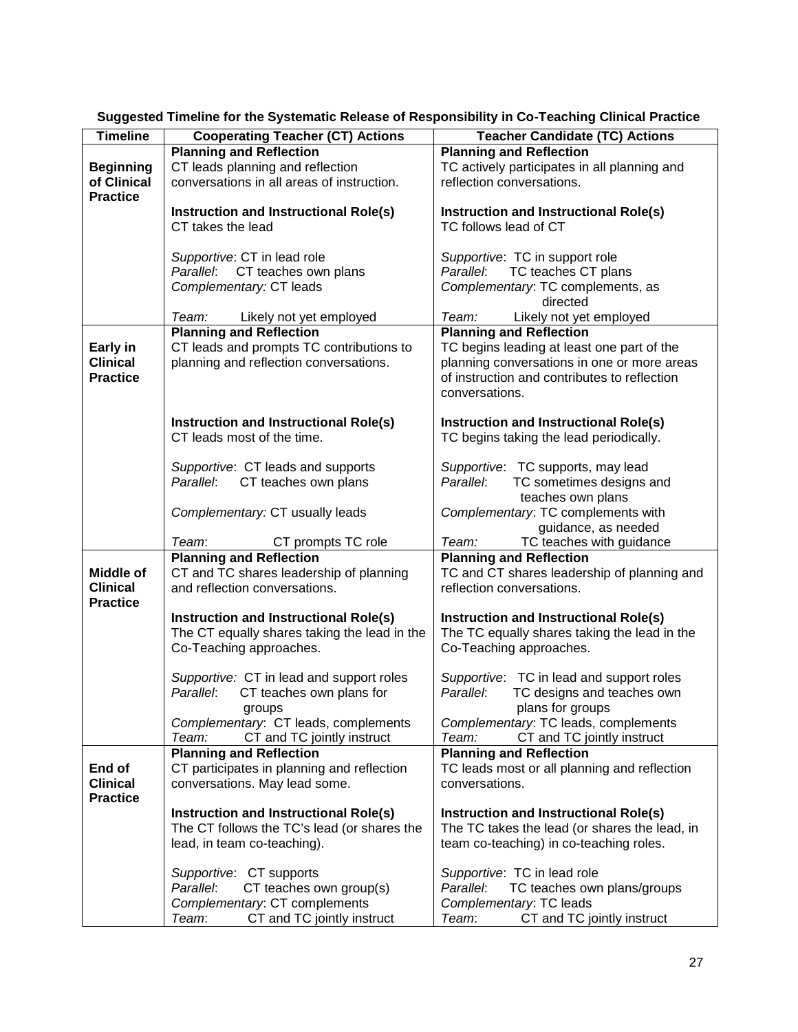**Suggested Timeline for the Systematic Release of Responsibility in Co-Teaching Clinical Practice**

| Timeline | Cooperating Teacher (CT) Actions | Teacher Candidate (TC) Actions |
|---|---|---|
| **Beginning of Clinical Practice** | **Planning and Reflection**<br>CT leads planning and reflection conversations in all areas of instruction.<br><br>**Instruction and Instructional Role(s)**<br>CT takes the lead<br><br>*Supportive*: CT in lead role<br>*Parallel*: CT teaches own plans<br>*Complementary:* CT leads<br><br>*Team:* Likely not yet employed | **Planning and Reflection**<br>TC actively participates in all planning and reflection conversations.<br><br>**Instruction and Instructional Role(s)**<br>TC follows lead of CT<br><br>*Supportive*: TC in support role<br>*Parallel*: TC teaches CT plans<br>*Complementary*: TC complements, as directed<br><br>*Team:* Likely not yet employed |
| **Early in Clinical Practice** | **Planning and Reflection**<br>CT leads and prompts TC contributions to planning and reflection conversations.<br><br>**Instruction and Instructional Role(s)**<br>CT leads most of the time.<br><br>*Supportive*: CT leads and supports<br>*Parallel*: CT teaches own plans<br><br>*Complementary:* CT usually leads<br><br>*Team*: CT prompts TC role | **Planning and Reflection**<br>TC begins leading at least one part of the planning conversations in one or more areas of instruction and contributes to reflection conversations.<br><br>**Instruction and Instructional Role(s)**<br>TC begins taking the lead periodically.<br><br>*Supportive*: TC supports, may lead<br>*Parallel*: TC sometimes designs and teaches own plans<br>*Complementary*: TC complements with guidance, as needed<br>*Team:* TC teaches with guidance |
| **Middle of Clinical Practice** | **Planning and Reflection**<br>CT and TC shares leadership of planning and reflection conversations.<br><br>**Instruction and Instructional Role(s)**<br>The CT equally shares taking the lead in the Co-Teaching approaches.<br><br>*Supportive:* CT in lead and support roles<br>*Parallel*: CT teaches own plans for groups<br>*Complementary*: CT leads, complements<br>*Team:* CT and TC jointly instruct | **Planning and Reflection**<br>TC and CT shares leadership of planning and reflection conversations.<br><br>**Instruction and Instructional Role(s)**<br>The TC equally shares taking the lead in the Co-Teaching approaches.<br><br>*Supportive*: TC in lead and support roles<br>*Parallel*: TC designs and teaches own plans for groups<br>*Complementary*: TC leads, complements<br>*Team:* CT and TC jointly instruct |
| **End of Clinical Practice** | **Planning and Reflection**<br>CT participates in planning and reflection conversations. May lead some.<br><br>**Instruction and Instructional Role(s)**<br>The CT follows the TC's lead (or shares the lead, in team co-teaching).<br><br>*Supportive*: CT supports<br>*Parallel*: CT teaches own group(s)<br>*Complementary*: CT complements<br>*Team*: CT and TC jointly instruct | **Planning and Reflection**<br>TC leads most or all planning and reflection conversations.<br><br>**Instruction and Instructional Role(s)**<br>The TC takes the lead (or shares the lead, in team co-teaching) in co-teaching roles.<br><br>*Supportive*: TC in lead role<br>*Parallel*: TC teaches own plans/groups<br>*Complementary*: TC leads<br>*Team*: CT and TC jointly instruct |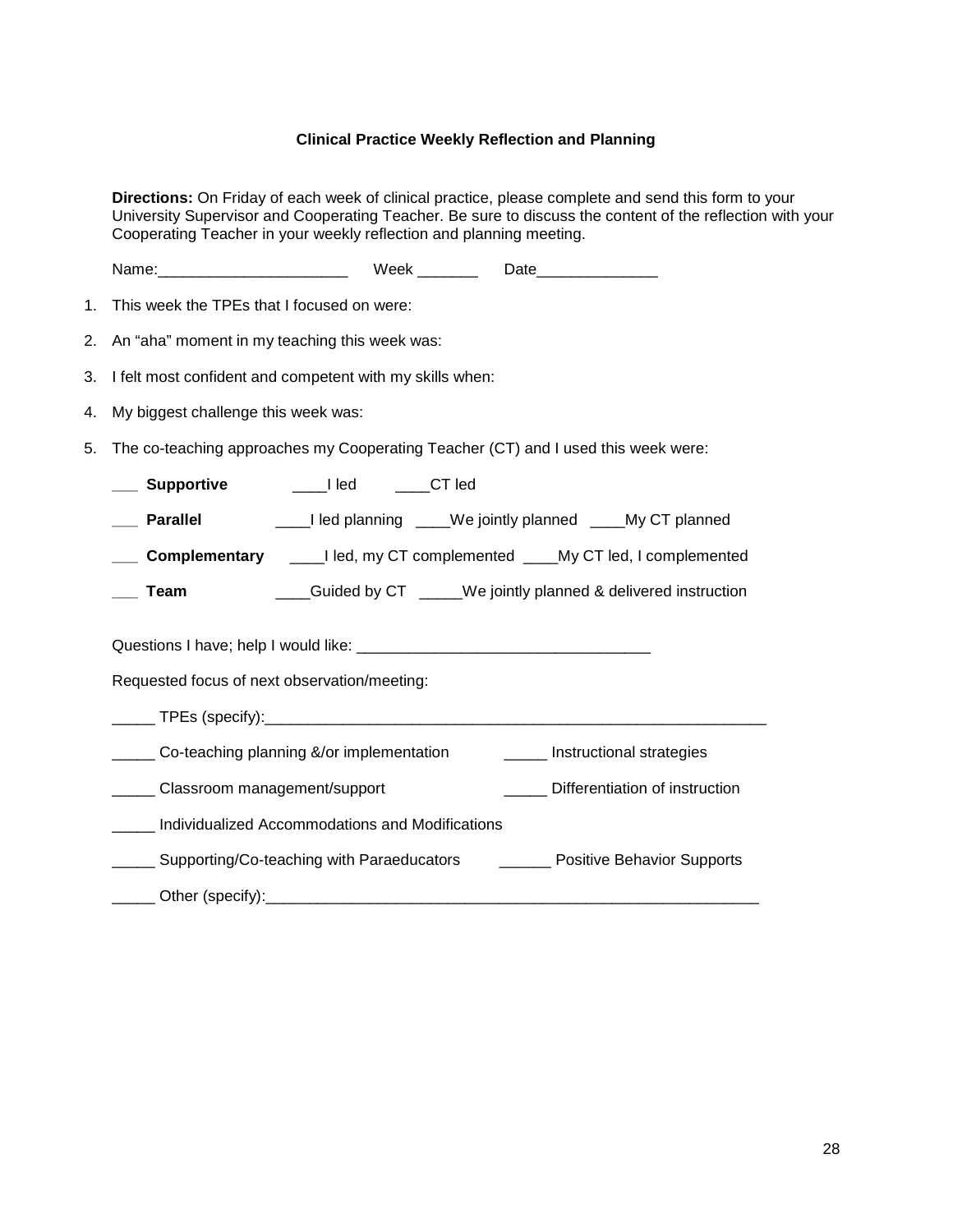**Clinical Practice Weekly Reflection and Planning**

**Directions:** On Friday of each week of clinical practice, please complete and send this form to your University Supervisor and Cooperating Teacher. Be sure to discuss the content of the reflection with your Cooperating Teacher in your weekly reflection and planning meeting.

Name:______________________ Week _______ Date______________

1. This week the TPEs that I focused on were:
2. An “aha” moment in my teaching this week was:
3. I felt most confident and competent with my skills when:
4. My biggest challenge this week was:
5. The co-teaching approaches my Cooperating Teacher (CT) and I used this week were:

___ **Supportive** ____I led ____CT led

___ **Parallel** ____I led planning ____We jointly planned ____My CT planned

___ **Complementary** ____I led, my CT complemented ____My CT led, I complemented

___ **Team** ____Guided by CT _____We jointly planned & delivered instruction

Questions I have; help I would like: _________________________________

Requested focus of next observation/meeting:

_____ TPEs (specify):___________________________________________________________

_____ Co-teaching planning &/or implementation _____ Instructional strategies

_____ Classroom management/support _____ Differentiation of instruction

_____ Individualized Accommodations and Modifications

_____ Supporting/Co-teaching with Paraeducators ______ Positive Behavior Supports

_____ Other (specify):_________________________________________________________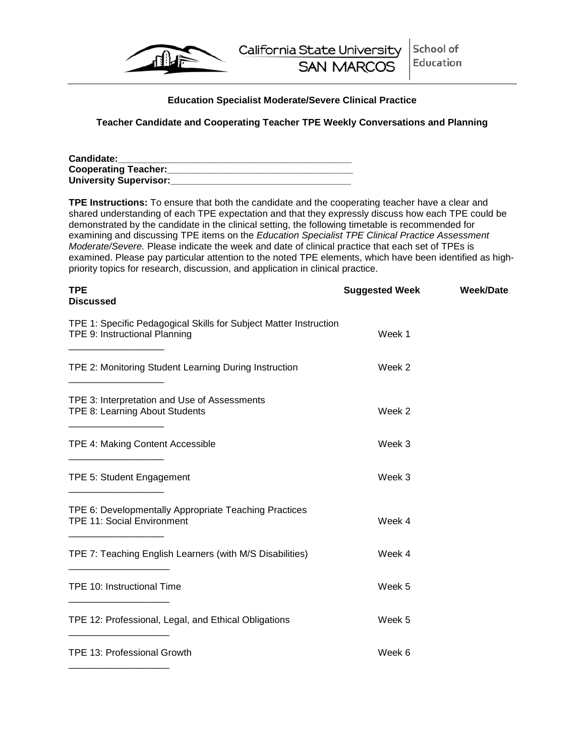California State University SAN MARCOS | School of Education

**Education Specialist Moderate/Severe Clinical Practice**

**Teacher Candidate and Cooperating Teacher TPE Weekly Conversations and Planning**

**Candidate:**\_\_\_\_\_\_\_\_\_\_\_\_\_\_\_\_\_\_\_\_\_\_\_\_\_\_\_\_\_\_\_\_\_\_\_\_\_\_\_\_\_\_\_\_
**Cooperating Teacher:**\_\_\_\_\_\_\_\_\_\_\_\_\_\_\_\_\_\_\_\_\_\_\_\_\_\_\_\_\_\_\_\_\_\_\_\_
**University Supervisor:**\_\_\_\_\_\_\_\_\_\_\_\_\_\_\_\_\_\_\_\_\_\_\_\_\_\_\_\_\_\_\_\_\_\_\_

**TPE Instructions:** To ensure that both the candidate and the cooperating teacher have a clear and shared understanding of each TPE expectation and that they expressly discuss how each TPE could be demonstrated by the candidate in the clinical setting, the following timetable is recommended for examining and discussing TPE items on the *Education Specialist TPE Clinical Practice Assessment Moderate/Severe.* Please indicate the week and date of clinical practice that each set of TPEs is examined. Please pay particular attention to the noted TPE elements, which have been identified as high-priority topics for research, discussion, and application in clinical practice.

| **TPE** | **Suggested Week** | **Week/Date Discussed** |
|---|---|---|
| TPE 1: Specific Pedagogical Skills for Subject Matter Instruction<br>TPE 9: Instructional Planning | Week 1 | \_\_\_\_\_\_\_\_\_\_\_\_\_\_\_\_\_\_ |
| TPE 2: Monitoring Student Learning During Instruction | Week 2 | \_\_\_\_\_\_\_\_\_\_\_\_\_\_\_\_\_\_ |
| TPE 3: Interpretation and Use of Assessments<br>TPE 8: Learning About Students | Week 2 | \_\_\_\_\_\_\_\_\_\_\_\_\_\_\_\_\_\_ |
| TPE 4: Making Content Accessible | Week 3 | \_\_\_\_\_\_\_\_\_\_\_\_\_\_\_\_\_\_ |
| TPE 5: Student Engagement | Week 3 | \_\_\_\_\_\_\_\_\_\_\_\_\_\_\_\_\_\_ |
| TPE 6: Developmentally Appropriate Teaching Practices<br>TPE 11: Social Environment | Week 4 | \_\_\_\_\_\_\_\_\_\_\_\_\_\_\_\_\_\_ |
| TPE 7: Teaching English Learners (with M/S Disabilities) | Week 4 | \_\_\_\_\_\_\_\_\_\_\_\_\_\_\_\_\_\_ |
| TPE 10: Instructional Time | Week 5 | \_\_\_\_\_\_\_\_\_\_\_\_\_\_\_\_\_\_ |
| TPE 12: Professional, Legal, and Ethical Obligations | Week 5 | \_\_\_\_\_\_\_\_\_\_\_\_\_\_\_\_\_\_ |
| TPE 13: Professional Growth | Week 6 | \_\_\_\_\_\_\_\_\_\_\_\_\_\_\_\_\_\_ |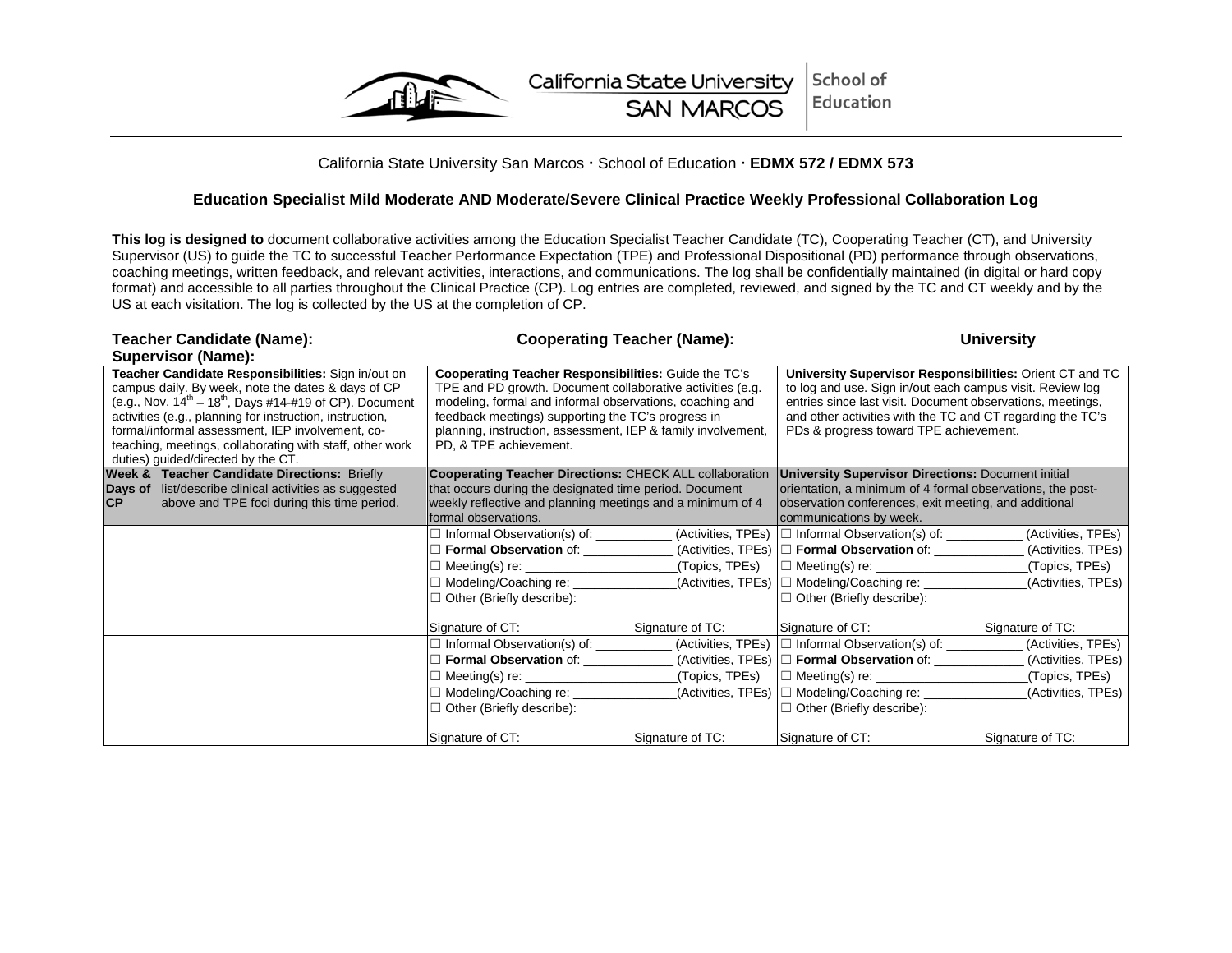California State University San Marcos · School of Education · **EDMX 572 / EDMX 573**

### Education Specialist Mild Moderate AND Moderate/Severe Clinical Practice Weekly Professional Collaboration Log

**This log is designed to** document collaborative activities among the Education Specialist Teacher Candidate (TC), Cooperating Teacher (CT), and University Supervisor (US) to guide the TC to successful Teacher Performance Expectation (TPE) and Professional Dispositional (PD) performance through observations, coaching meetings, written feedback, and relevant activities, interactions, and communications. The log shall be confidentially maintained (in digital or hard copy format) and accessible to all parties throughout the Clinical Practice (CP). Log entries are completed, reviewed, and signed by the TC and CT weekly and by the US at each visitation. The log is collected by the US at the completion of CP.

**Teacher Candidate (Name):** **Cooperating Teacher (Name):** **University Supervisor (Name):**

| **Teacher Candidate Responsibilities:** Sign in/out on campus daily. By week, note the dates & days of CP (e.g., Nov. 14th – 18th, Days #14-#19 of CP). Document activities (e.g., planning for instruction, instruction, formal/informal assessment, IEP involvement, co-teaching, meetings, collaborating with staff, other work duties) guided/directed by the CT. | | **Cooperating Teacher Responsibilities:** Guide the TC's TPE and PD growth. Document collaborative activities (e.g. modeling, formal and informal observations, coaching and feedback meetings) supporting the TC's progress in planning, instruction, assessment, IEP & family involvement, PD, & TPE achievement. | **University Supervisor Responsibilities:** Orient CT and TC to log and use. Sign in/out each campus visit. Review log entries since last visit. Document observations, meetings, and other activities with the TC and CT regarding the TC's PDs & progress toward TPE achievement. |
|---|---|---|---|
| **Week & Days of CP** | **Teacher Candidate Directions:** Briefly list/describe clinical activities as suggested above and TPE foci during this time period. | **Cooperating Teacher Directions:** CHECK ALL collaboration that occurs during the designated time period. Document weekly reflective and planning meetings and a minimum of 4 formal observations. | **University Supervisor Directions:** Document initial orientation, a minimum of 4 formal observations, the post-observation conferences, exit meeting, and additional communications by week. |
| | | ☐ Informal Observation(s) of: ___________ (Activities, TPEs)<br>☐ **Formal Observation** of: ____________ (Activities, TPEs)<br>☐ Meeting(s) re: _____________________(Topics, TPEs)<br>☐ Modeling/Coaching re: ______________(Activities, TPEs)<br>☐ Other (Briefly describe):<br><br>Signature of CT: Signature of TC: | ☐ Informal Observation(s) of: ___________ (Activities, TPEs)<br>☐ **Formal Observation** of: ____________ (Activities, TPEs)<br>☐ Meeting(s) re: _____________________(Topics, TPEs)<br>☐ Modeling/Coaching re: ______________(Activities, TPEs)<br>☐ Other (Briefly describe):<br><br>Signature of CT: Signature of TC: |
| | | ☐ Informal Observation(s) of: ___________ (Activities, TPEs)<br>☐ **Formal Observation** of: ____________ (Activities, TPEs)<br>☐ Meeting(s) re: _____________________(Topics, TPEs)<br>☐ Modeling/Coaching re: ______________(Activities, TPEs)<br>☐ Other (Briefly describe):<br><br>Signature of CT: Signature of TC: | ☐ Informal Observation(s) of: ___________ (Activities, TPEs)<br>☐ **Formal Observation** of: ____________ (Activities, TPEs)<br>☐ Meeting(s) re: _____________________(Topics, TPEs)<br>☐ Modeling/Coaching re: ______________(Activities, TPEs)<br>☐ Other (Briefly describe):<br><br>Signature of CT: Signature of TC: |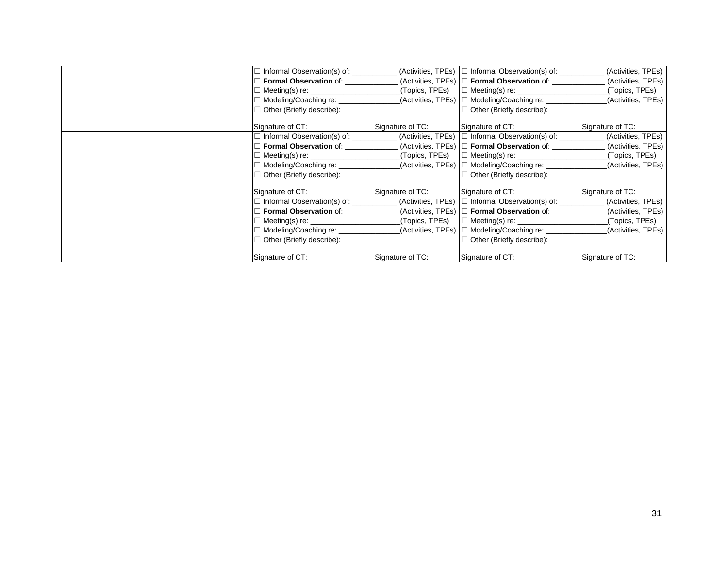| | | | |
|---|---|---|---|
| | | ☐ Informal Observation(s) of: \_\_\_\_\_\_\_\_\_\_\_ (Activities, TPEs)<br>☐ **Formal Observation** of: \_\_\_\_\_\_\_\_\_\_\_\_\_ (Activities, TPEs)<br>☐ Meeting(s) re: \_\_\_\_\_\_\_\_\_\_\_\_\_\_\_\_\_\_\_\_\_\_(Topics, TPEs)<br>☐ Modeling/Coaching re: \_\_\_\_\_\_\_\_\_\_\_\_\_\_\_(Activities, TPEs)<br>☐ Other (Briefly describe):<br><br>Signature of CT: Signature of TC: | ☐ Informal Observation(s) of: \_\_\_\_\_\_\_\_\_\_\_ (Activities, TPEs)<br>☐ **Formal Observation** of: \_\_\_\_\_\_\_\_\_\_\_\_\_ (Activities, TPEs)<br>☐ Meeting(s) re: \_\_\_\_\_\_\_\_\_\_\_\_\_\_\_\_\_\_\_\_\_\_(Topics, TPEs)<br>☐ Modeling/Coaching re: \_\_\_\_\_\_\_\_\_\_\_\_\_\_\_(Activities, TPEs)<br>☐ Other (Briefly describe):<br><br>Signature of CT: Signature of TC: |
| | | ☐ Informal Observation(s) of: \_\_\_\_\_\_\_\_\_\_\_ (Activities, TPEs)<br>☐ **Formal Observation** of: \_\_\_\_\_\_\_\_\_\_\_\_\_ (Activities, TPEs)<br>☐ Meeting(s) re: \_\_\_\_\_\_\_\_\_\_\_\_\_\_\_\_\_\_\_\_\_\_(Topics, TPEs)<br>☐ Modeling/Coaching re: \_\_\_\_\_\_\_\_\_\_\_\_\_\_\_(Activities, TPEs)<br>☐ Other (Briefly describe):<br><br>Signature of CT: Signature of TC: | ☐ Informal Observation(s) of: \_\_\_\_\_\_\_\_\_\_\_ (Activities, TPEs)<br>☐ **Formal Observation** of: \_\_\_\_\_\_\_\_\_\_\_\_\_ (Activities, TPEs)<br>☐ Meeting(s) re: \_\_\_\_\_\_\_\_\_\_\_\_\_\_\_\_\_\_\_\_\_\_(Topics, TPEs)<br>☐ Modeling/Coaching re: \_\_\_\_\_\_\_\_\_\_\_\_\_\_\_(Activities, TPEs)<br>☐ Other (Briefly describe):<br><br>Signature of CT: Signature of TC: |
| | | ☐ Informal Observation(s) of: \_\_\_\_\_\_\_\_\_\_\_ (Activities, TPEs)<br>☐ **Formal Observation** of: \_\_\_\_\_\_\_\_\_\_\_\_\_ (Activities, TPEs)<br>☐ Meeting(s) re: \_\_\_\_\_\_\_\_\_\_\_\_\_\_\_\_\_\_\_\_\_\_(Topics, TPEs)<br>☐ Modeling/Coaching re: \_\_\_\_\_\_\_\_\_\_\_\_\_\_\_(Activities, TPEs)<br>☐ Other (Briefly describe):<br><br>Signature of CT: Signature of TC: | ☐ Informal Observation(s) of: \_\_\_\_\_\_\_\_\_\_\_ (Activities, TPEs)<br>☐ **Formal Observation** of: \_\_\_\_\_\_\_\_\_\_\_\_\_ (Activities, TPEs)<br>☐ Meeting(s) re: \_\_\_\_\_\_\_\_\_\_\_\_\_\_\_\_\_\_\_\_\_\_(Topics, TPEs)<br>☐ Modeling/Coaching re: \_\_\_\_\_\_\_\_\_\_\_\_\_\_\_(Activities, TPEs)<br>☐ Other (Briefly describe):<br><br>Signature of CT: Signature of TC: |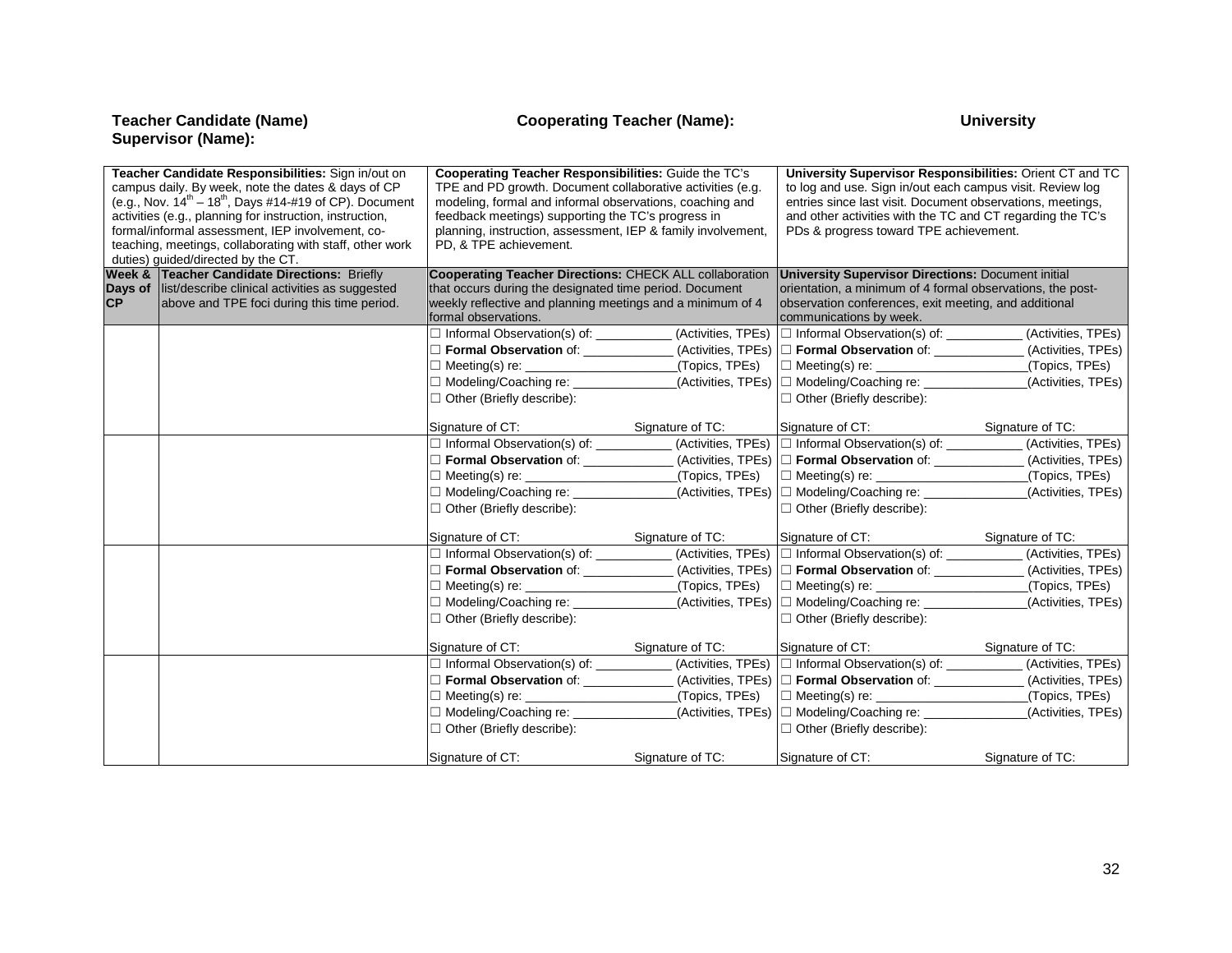**Teacher Candidate (Name)** **Cooperating Teacher (Name):** **University Supervisor (Name):**

| **Teacher Candidate Responsibilities:** Sign in/out on campus daily. By week, note the dates & days of CP (e.g., Nov. 14th – 18th, Days #14-#19 of CP). Document activities (e.g., planning for instruction, instruction, formal/informal assessment, IEP involvement, co-teaching, meetings, collaborating with staff, other work duties) guided/directed by the CT. | | **Cooperating Teacher Responsibilities:** Guide the TC's TPE and PD growth. Document collaborative activities (e.g. modeling, formal and informal observations, coaching and feedback meetings) supporting the TC's progress in planning, instruction, assessment, IEP & family involvement, PD, & TPE achievement. | **University Supervisor Responsibilities:** Orient CT and TC to log and use. Sign in/out each campus visit. Review log entries since last visit. Document observations, meetings, and other activities with the TC and CT regarding the TC's PDs & progress toward TPE achievement. |
|---|---|---|---|
| **Week & Days of CP** | **Teacher Candidate Directions:** Briefly list/describe clinical activities as suggested above and TPE foci during this time period. | **Cooperating Teacher Directions:** CHECK ALL collaboration that occurs during the designated time period. Document weekly reflective and planning meetings and a minimum of 4 formal observations. | **University Supervisor Directions:** Document initial orientation, a minimum of 4 formal observations, the post-observation conferences, exit meeting, and additional communications by week. |
| | | ☐ Informal Observation(s) of: ___________ (Activities, TPEs)<br>☐ **Formal Observation** of: _____________ (Activities, TPEs)<br>☐ Meeting(s) re: ______________________(Topics, TPEs)<br>☐ Modeling/Coaching re: _______________(Activities, TPEs)<br>☐ Other (Briefly describe):<br><br>Signature of CT: Signature of TC: | ☐ Informal Observation(s) of: ___________ (Activities, TPEs)<br>☐ **Formal Observation** of: _____________ (Activities, TPEs)<br>☐ Meeting(s) re: ______________________(Topics, TPEs)<br>☐ Modeling/Coaching re: _______________(Activities, TPEs)<br>☐ Other (Briefly describe):<br><br>Signature of CT: Signature of TC: |
| | | ☐ Informal Observation(s) of: ___________ (Activities, TPEs)<br>☐ **Formal Observation** of: _____________ (Activities, TPEs)<br>☐ Meeting(s) re: ______________________(Topics, TPEs)<br>☐ Modeling/Coaching re: _______________(Activities, TPEs)<br>☐ Other (Briefly describe):<br><br>Signature of CT: Signature of TC: | ☐ Informal Observation(s) of: ___________ (Activities, TPEs)<br>☐ **Formal Observation** of: _____________ (Activities, TPEs)<br>☐ Meeting(s) re: ______________________(Topics, TPEs)<br>☐ Modeling/Coaching re: _______________(Activities, TPEs)<br>☐ Other (Briefly describe):<br><br>Signature of CT: Signature of TC: |
| | | ☐ Informal Observation(s) of: ___________ (Activities, TPEs)<br>☐ **Formal Observation** of: _____________ (Activities, TPEs)<br>☐ Meeting(s) re: ______________________(Topics, TPEs)<br>☐ Modeling/Coaching re: _______________(Activities, TPEs)<br>☐ Other (Briefly describe):<br><br>Signature of CT: Signature of TC: | ☐ Informal Observation(s) of: ___________ (Activities, TPEs)<br>☐ **Formal Observation** of: _____________ (Activities, TPEs)<br>☐ Meeting(s) re: ______________________(Topics, TPEs)<br>☐ Modeling/Coaching re: _______________(Activities, TPEs)<br>☐ Other (Briefly describe):<br><br>Signature of CT: Signature of TC: |
| | | ☐ Informal Observation(s) of: ___________ (Activities, TPEs)<br>☐ **Formal Observation** of: _____________ (Activities, TPEs)<br>☐ Meeting(s) re: ______________________(Topics, TPEs)<br>☐ Modeling/Coaching re: _______________(Activities, TPEs)<br>☐ Other (Briefly describe):<br><br>Signature of CT: Signature of TC: | ☐ Informal Observation(s) of: ___________ (Activities, TPEs)<br>☐ **Formal Observation** of: _____________ (Activities, TPEs)<br>☐ Meeting(s) re: ______________________(Topics, TPEs)<br>☐ Modeling/Coaching re: _______________(Activities, TPEs)<br>☐ Other (Briefly describe):<br><br>Signature of CT: Signature of TC: |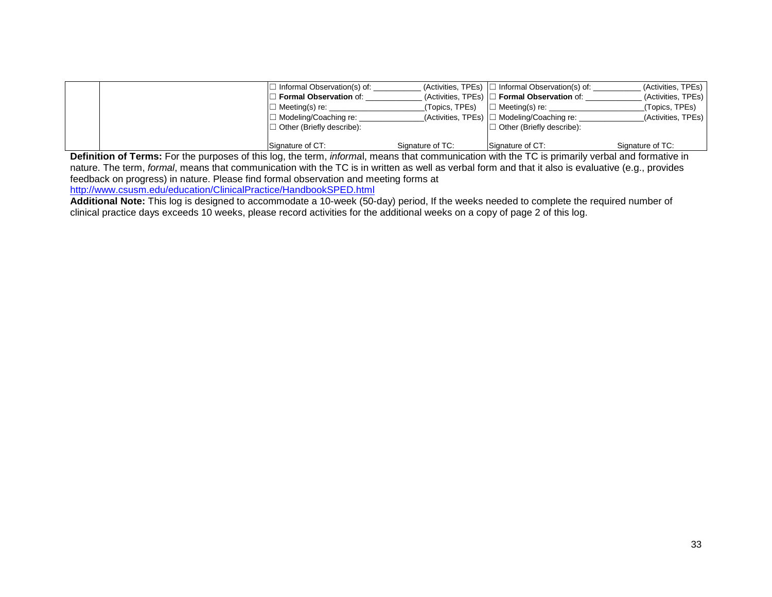| | | | |
|---|---|---|---|
| | | ☐ Informal Observation(s) of: ___________ (Activities, TPEs)<br>☐ **Formal Observation** of: _____________ (Activities, TPEs)<br>☐ Meeting(s) re: ______________________(Topics, TPEs)<br>☐ Modeling/Coaching re: _______________(Activities, TPEs)<br>☐ Other (Briefly describe):<br><br>Signature of CT: Signature of TC: | ☐ Informal Observation(s) of: ___________ (Activities, TPEs)<br>☐ **Formal Observation** of: _____________ (Activities, TPEs)<br>☐ Meeting(s) re: ______________________(Topics, TPEs)<br>☐ Modeling/Coaching re: _______________(Activities, TPEs)<br>☐ Other (Briefly describe):<br><br>Signature of CT: Signature of TC: |

**Definition of Terms:** For the purposes of this log, the term, *informa*l, means that communication with the TC is primarily verbal and formative in nature. The term, *formal*, means that communication with the TC is in written as well as verbal form and that it also is evaluative (e.g., provides feedback on progress) in nature. Please find formal observation and meeting forms at http://www.csusm.edu/education/ClinicalPractice/HandbookSPED.html

**Additional Note:** This log is designed to accommodate a 10-week (50-day) period, If the weeks needed to complete the required number of clinical practice days exceeds 10 weeks, please record activities for the additional weeks on a copy of page 2 of this log.